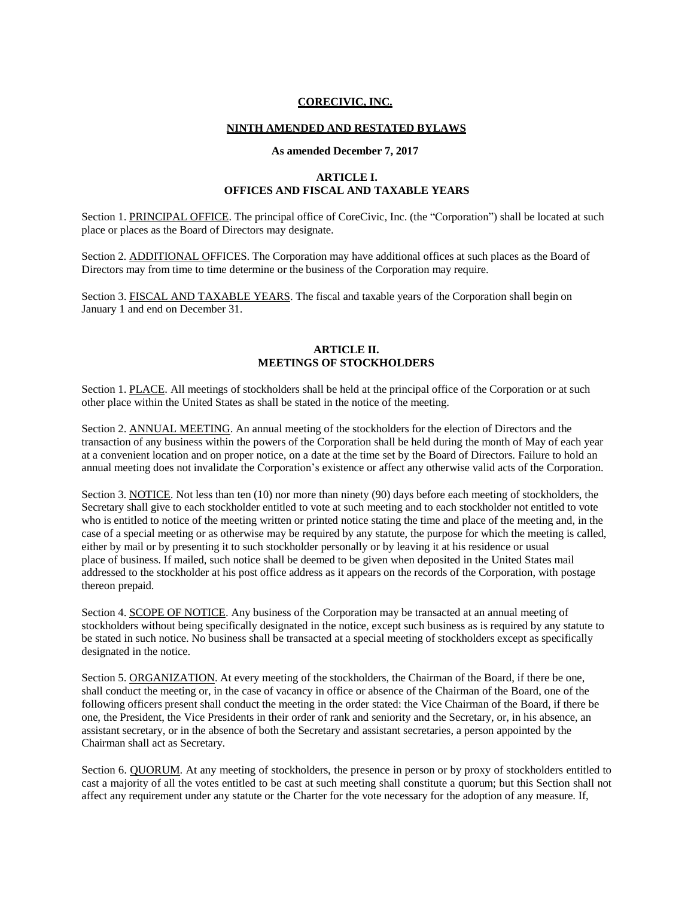# CORECIVIC, INC.

## NINTH AMENDED AND RESTATED BYLAWS

**As amended December 7, 2017**

## ARTICLE I.
## OFFICES AND FISCAL AND TAXABLE YEARS

Section 1. PRINCIPAL OFFICE. The principal office of CoreCivic, Inc. (the "Corporation") shall be located at such place or places as the Board of Directors may designate.

Section 2. ADDITIONAL OFFICES. The Corporation may have additional offices at such places as the Board of Directors may from time to time determine or the business of the Corporation may require.

Section 3. FISCAL AND TAXABLE YEARS. The fiscal and taxable years of the Corporation shall begin on January 1 and end on December 31.

## ARTICLE II.
## MEETINGS OF STOCKHOLDERS

Section 1. PLACE. All meetings of stockholders shall be held at the principal office of the Corporation or at such other place within the United States as shall be stated in the notice of the meeting.

Section 2. ANNUAL MEETING. An annual meeting of the stockholders for the election of Directors and the transaction of any business within the powers of the Corporation shall be held during the month of May of each year at a convenient location and on proper notice, on a date at the time set by the Board of Directors. Failure to hold an annual meeting does not invalidate the Corporation's existence or affect any otherwise valid acts of the Corporation.

Section 3. NOTICE. Not less than ten (10) nor more than ninety (90) days before each meeting of stockholders, the Secretary shall give to each stockholder entitled to vote at such meeting and to each stockholder not entitled to vote who is entitled to notice of the meeting written or printed notice stating the time and place of the meeting and, in the case of a special meeting or as otherwise may be required by any statute, the purpose for which the meeting is called, either by mail or by presenting it to such stockholder personally or by leaving it at his residence or usual place of business. If mailed, such notice shall be deemed to be given when deposited in the United States mail addressed to the stockholder at his post office address as it appears on the records of the Corporation, with postage thereon prepaid.

Section 4. SCOPE OF NOTICE. Any business of the Corporation may be transacted at an annual meeting of stockholders without being specifically designated in the notice, except such business as is required by any statute to be stated in such notice. No business shall be transacted at a special meeting of stockholders except as specifically designated in the notice.

Section 5. ORGANIZATION. At every meeting of the stockholders, the Chairman of the Board, if there be one, shall conduct the meeting or, in the case of vacancy in office or absence of the Chairman of the Board, one of the following officers present shall conduct the meeting in the order stated: the Vice Chairman of the Board, if there be one, the President, the Vice Presidents in their order of rank and seniority and the Secretary, or, in his absence, an assistant secretary, or in the absence of both the Secretary and assistant secretaries, a person appointed by the Chairman shall act as Secretary.

Section 6. QUORUM. At any meeting of stockholders, the presence in person or by proxy of stockholders entitled to cast a majority of all the votes entitled to be cast at such meeting shall constitute a quorum; but this Section shall not affect any requirement under any statute or the Charter for the vote necessary for the adoption of any measure. If,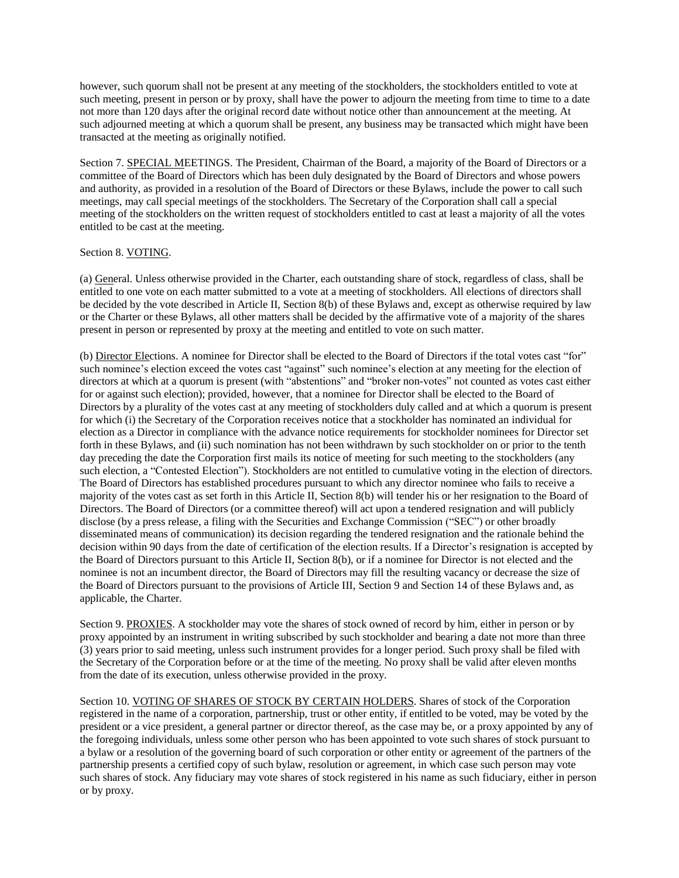however, such quorum shall not be present at any meeting of the stockholders, the stockholders entitled to vote at such meeting, present in person or by proxy, shall have the power to adjourn the meeting from time to time to a date not more than 120 days after the original record date without notice other than announcement at the meeting. At such adjourned meeting at which a quorum shall be present, any business may be transacted which might have been transacted at the meeting as originally notified.

Section 7. SPECIAL MEETINGS. The President, Chairman of the Board, a majority of the Board of Directors or a committee of the Board of Directors which has been duly designated by the Board of Directors and whose powers and authority, as provided in a resolution of the Board of Directors or these Bylaws, include the power to call such meetings, may call special meetings of the stockholders. The Secretary of the Corporation shall call a special meeting of the stockholders on the written request of stockholders entitled to cast at least a majority of all the votes entitled to be cast at the meeting.

Section 8. VOTING.

(a) General. Unless otherwise provided in the Charter, each outstanding share of stock, regardless of class, shall be entitled to one vote on each matter submitted to a vote at a meeting of stockholders. All elections of directors shall be decided by the vote described in Article II, Section 8(b) of these Bylaws and, except as otherwise required by law or the Charter or these Bylaws, all other matters shall be decided by the affirmative vote of a majority of the shares present in person or represented by proxy at the meeting and entitled to vote on such matter.

(b) Director Elections. A nominee for Director shall be elected to the Board of Directors if the total votes cast "for" such nominee's election exceed the votes cast "against" such nominee's election at any meeting for the election of directors at which at a quorum is present (with "abstentions" and "broker non-votes" not counted as votes cast either for or against such election); provided, however, that a nominee for Director shall be elected to the Board of Directors by a plurality of the votes cast at any meeting of stockholders duly called and at which a quorum is present for which (i) the Secretary of the Corporation receives notice that a stockholder has nominated an individual for election as a Director in compliance with the advance notice requirements for stockholder nominees for Director set forth in these Bylaws, and (ii) such nomination has not been withdrawn by such stockholder on or prior to the tenth day preceding the date the Corporation first mails its notice of meeting for such meeting to the stockholders (any such election, a "Contested Election"). Stockholders are not entitled to cumulative voting in the election of directors. The Board of Directors has established procedures pursuant to which any director nominee who fails to receive a majority of the votes cast as set forth in this Article II, Section 8(b) will tender his or her resignation to the Board of Directors. The Board of Directors (or a committee thereof) will act upon a tendered resignation and will publicly disclose (by a press release, a filing with the Securities and Exchange Commission ("SEC") or other broadly disseminated means of communication) its decision regarding the tendered resignation and the rationale behind the decision within 90 days from the date of certification of the election results. If a Director's resignation is accepted by the Board of Directors pursuant to this Article II, Section 8(b), or if a nominee for Director is not elected and the nominee is not an incumbent director, the Board of Directors may fill the resulting vacancy or decrease the size of the Board of Directors pursuant to the provisions of Article III, Section 9 and Section 14 of these Bylaws and, as applicable, the Charter.

Section 9. PROXIES. A stockholder may vote the shares of stock owned of record by him, either in person or by proxy appointed by an instrument in writing subscribed by such stockholder and bearing a date not more than three (3) years prior to said meeting, unless such instrument provides for a longer period. Such proxy shall be filed with the Secretary of the Corporation before or at the time of the meeting. No proxy shall be valid after eleven months from the date of its execution, unless otherwise provided in the proxy.

Section 10. VOTING OF SHARES OF STOCK BY CERTAIN HOLDERS. Shares of stock of the Corporation registered in the name of a corporation, partnership, trust or other entity, if entitled to be voted, may be voted by the president or a vice president, a general partner or director thereof, as the case may be, or a proxy appointed by any of the foregoing individuals, unless some other person who has been appointed to vote such shares of stock pursuant to a bylaw or a resolution of the governing board of such corporation or other entity or agreement of the partners of the partnership presents a certified copy of such bylaw, resolution or agreement, in which case such person may vote such shares of stock. Any fiduciary may vote shares of stock registered in his name as such fiduciary, either in person or by proxy.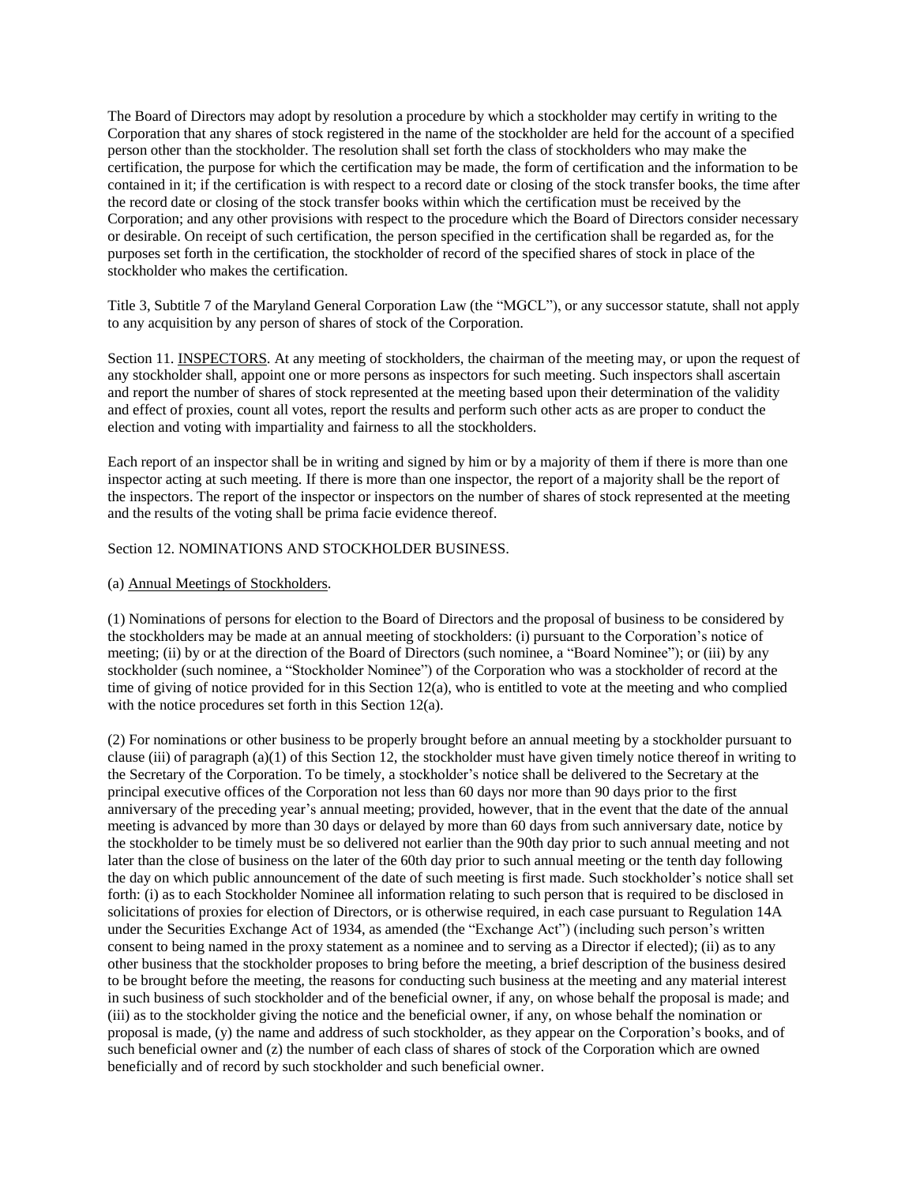The Board of Directors may adopt by resolution a procedure by which a stockholder may certify in writing to the Corporation that any shares of stock registered in the name of the stockholder are held for the account of a specified person other than the stockholder. The resolution shall set forth the class of stockholders who may make the certification, the purpose for which the certification may be made, the form of certification and the information to be contained in it; if the certification is with respect to a record date or closing of the stock transfer books, the time after the record date or closing of the stock transfer books within which the certification must be received by the Corporation; and any other provisions with respect to the procedure which the Board of Directors consider necessary or desirable. On receipt of such certification, the person specified in the certification shall be regarded as, for the purposes set forth in the certification, the stockholder of record of the specified shares of stock in place of the stockholder who makes the certification.

Title 3, Subtitle 7 of the Maryland General Corporation Law (the "MGCL"), or any successor statute, shall not apply to any acquisition by any person of shares of stock of the Corporation.

Section 11. INSPECTORS. At any meeting of stockholders, the chairman of the meeting may, or upon the request of any stockholder shall, appoint one or more persons as inspectors for such meeting. Such inspectors shall ascertain and report the number of shares of stock represented at the meeting based upon their determination of the validity and effect of proxies, count all votes, report the results and perform such other acts as are proper to conduct the election and voting with impartiality and fairness to all the stockholders.

Each report of an inspector shall be in writing and signed by him or by a majority of them if there is more than one inspector acting at such meeting. If there is more than one inspector, the report of a majority shall be the report of the inspectors. The report of the inspector or inspectors on the number of shares of stock represented at the meeting and the results of the voting shall be prima facie evidence thereof.

Section 12. NOMINATIONS AND STOCKHOLDER BUSINESS.

(a) Annual Meetings of Stockholders.

(1) Nominations of persons for election to the Board of Directors and the proposal of business to be considered by the stockholders may be made at an annual meeting of stockholders: (i) pursuant to the Corporation's notice of meeting; (ii) by or at the direction of the Board of Directors (such nominee, a "Board Nominee"); or (iii) by any stockholder (such nominee, a "Stockholder Nominee") of the Corporation who was a stockholder of record at the time of giving of notice provided for in this Section 12(a), who is entitled to vote at the meeting and who complied with the notice procedures set forth in this Section 12(a).

(2) For nominations or other business to be properly brought before an annual meeting by a stockholder pursuant to clause (iii) of paragraph (a)(1) of this Section 12, the stockholder must have given timely notice thereof in writing to the Secretary of the Corporation. To be timely, a stockholder's notice shall be delivered to the Secretary at the principal executive offices of the Corporation not less than 60 days nor more than 90 days prior to the first anniversary of the preceding year's annual meeting; provided, however, that in the event that the date of the annual meeting is advanced by more than 30 days or delayed by more than 60 days from such anniversary date, notice by the stockholder to be timely must be so delivered not earlier than the 90th day prior to such annual meeting and not later than the close of business on the later of the 60th day prior to such annual meeting or the tenth day following the day on which public announcement of the date of such meeting is first made. Such stockholder's notice shall set forth: (i) as to each Stockholder Nominee all information relating to such person that is required to be disclosed in solicitations of proxies for election of Directors, or is otherwise required, in each case pursuant to Regulation 14A under the Securities Exchange Act of 1934, as amended (the "Exchange Act") (including such person's written consent to being named in the proxy statement as a nominee and to serving as a Director if elected); (ii) as to any other business that the stockholder proposes to bring before the meeting, a brief description of the business desired to be brought before the meeting, the reasons for conducting such business at the meeting and any material interest in such business of such stockholder and of the beneficial owner, if any, on whose behalf the proposal is made; and (iii) as to the stockholder giving the notice and the beneficial owner, if any, on whose behalf the nomination or proposal is made, (y) the name and address of such stockholder, as they appear on the Corporation's books, and of such beneficial owner and (z) the number of each class of shares of stock of the Corporation which are owned beneficially and of record by such stockholder and such beneficial owner.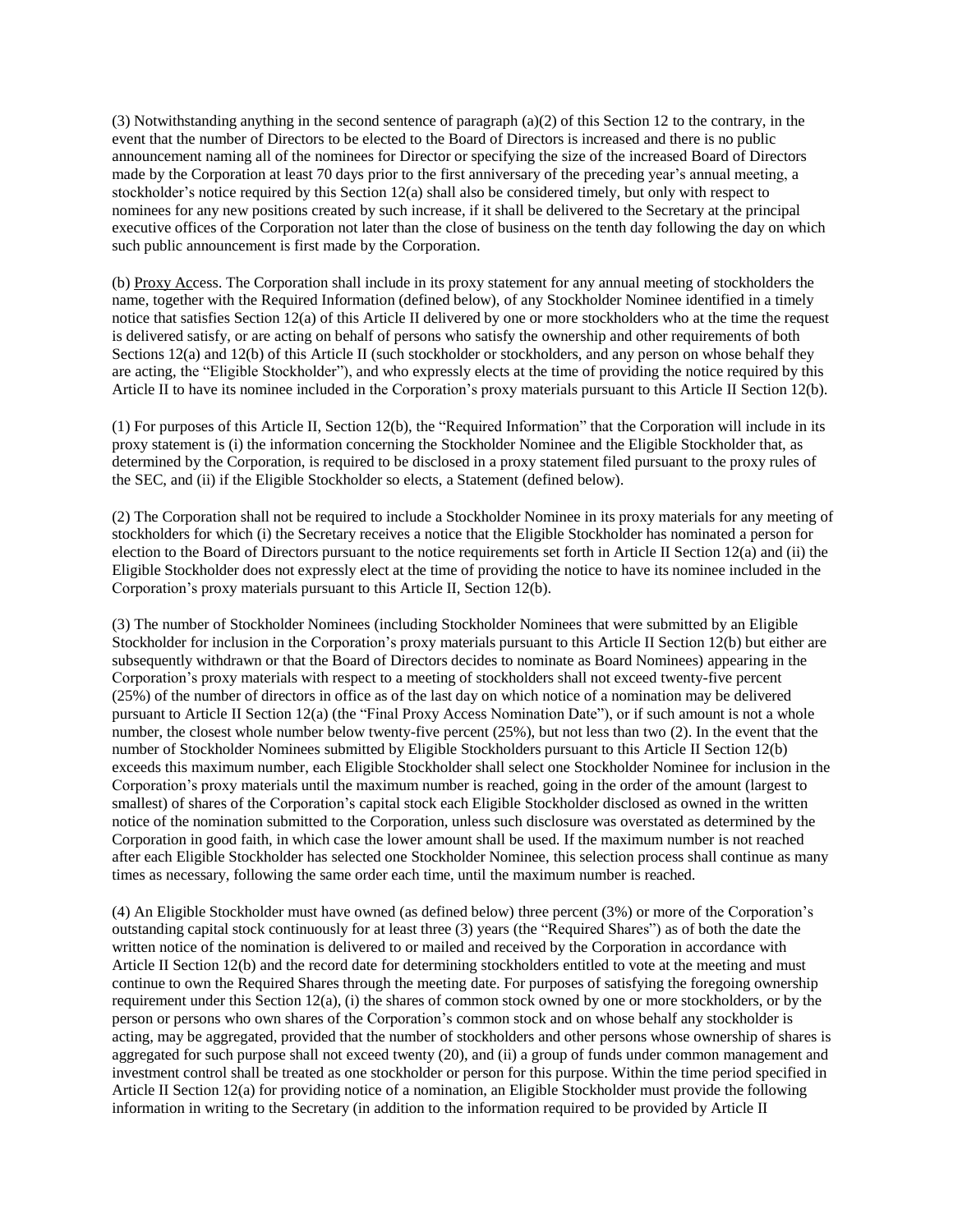(3) Notwithstanding anything in the second sentence of paragraph (a)(2) of this Section 12 to the contrary, in the event that the number of Directors to be elected to the Board of Directors is increased and there is no public announcement naming all of the nominees for Director or specifying the size of the increased Board of Directors made by the Corporation at least 70 days prior to the first anniversary of the preceding year's annual meeting, a stockholder's notice required by this Section 12(a) shall also be considered timely, but only with respect to nominees for any new positions created by such increase, if it shall be delivered to the Secretary at the principal executive offices of the Corporation not later than the close of business on the tenth day following the day on which such public announcement is first made by the Corporation.

(b) Proxy Access. The Corporation shall include in its proxy statement for any annual meeting of stockholders the name, together with the Required Information (defined below), of any Stockholder Nominee identified in a timely notice that satisfies Section 12(a) of this Article II delivered by one or more stockholders who at the time the request is delivered satisfy, or are acting on behalf of persons who satisfy the ownership and other requirements of both Sections 12(a) and 12(b) of this Article II (such stockholder or stockholders, and any person on whose behalf they are acting, the "Eligible Stockholder"), and who expressly elects at the time of providing the notice required by this Article II to have its nominee included in the Corporation's proxy materials pursuant to this Article II Section 12(b).

(1) For purposes of this Article II, Section 12(b), the "Required Information" that the Corporation will include in its proxy statement is (i) the information concerning the Stockholder Nominee and the Eligible Stockholder that, as determined by the Corporation, is required to be disclosed in a proxy statement filed pursuant to the proxy rules of the SEC, and (ii) if the Eligible Stockholder so elects, a Statement (defined below).

(2) The Corporation shall not be required to include a Stockholder Nominee in its proxy materials for any meeting of stockholders for which (i) the Secretary receives a notice that the Eligible Stockholder has nominated a person for election to the Board of Directors pursuant to the notice requirements set forth in Article II Section 12(a) and (ii) the Eligible Stockholder does not expressly elect at the time of providing the notice to have its nominee included in the Corporation's proxy materials pursuant to this Article II, Section 12(b).

(3) The number of Stockholder Nominees (including Stockholder Nominees that were submitted by an Eligible Stockholder for inclusion in the Corporation's proxy materials pursuant to this Article II Section 12(b) but either are subsequently withdrawn or that the Board of Directors decides to nominate as Board Nominees) appearing in the Corporation's proxy materials with respect to a meeting of stockholders shall not exceed twenty-five percent (25%) of the number of directors in office as of the last day on which notice of a nomination may be delivered pursuant to Article II Section 12(a) (the "Final Proxy Access Nomination Date"), or if such amount is not a whole number, the closest whole number below twenty-five percent (25%), but not less than two (2). In the event that the number of Stockholder Nominees submitted by Eligible Stockholders pursuant to this Article II Section 12(b) exceeds this maximum number, each Eligible Stockholder shall select one Stockholder Nominee for inclusion in the Corporation's proxy materials until the maximum number is reached, going in the order of the amount (largest to smallest) of shares of the Corporation's capital stock each Eligible Stockholder disclosed as owned in the written notice of the nomination submitted to the Corporation, unless such disclosure was overstated as determined by the Corporation in good faith, in which case the lower amount shall be used. If the maximum number is not reached after each Eligible Stockholder has selected one Stockholder Nominee, this selection process shall continue as many times as necessary, following the same order each time, until the maximum number is reached.

(4) An Eligible Stockholder must have owned (as defined below) three percent (3%) or more of the Corporation's outstanding capital stock continuously for at least three (3) years (the "Required Shares") as of both the date the written notice of the nomination is delivered to or mailed and received by the Corporation in accordance with Article II Section 12(b) and the record date for determining stockholders entitled to vote at the meeting and must continue to own the Required Shares through the meeting date. For purposes of satisfying the foregoing ownership requirement under this Section 12(a), (i) the shares of common stock owned by one or more stockholders, or by the person or persons who own shares of the Corporation's common stock and on whose behalf any stockholder is acting, may be aggregated, provided that the number of stockholders and other persons whose ownership of shares is aggregated for such purpose shall not exceed twenty (20), and (ii) a group of funds under common management and investment control shall be treated as one stockholder or person for this purpose. Within the time period specified in Article II Section 12(a) for providing notice of a nomination, an Eligible Stockholder must provide the following information in writing to the Secretary (in addition to the information required to be provided by Article II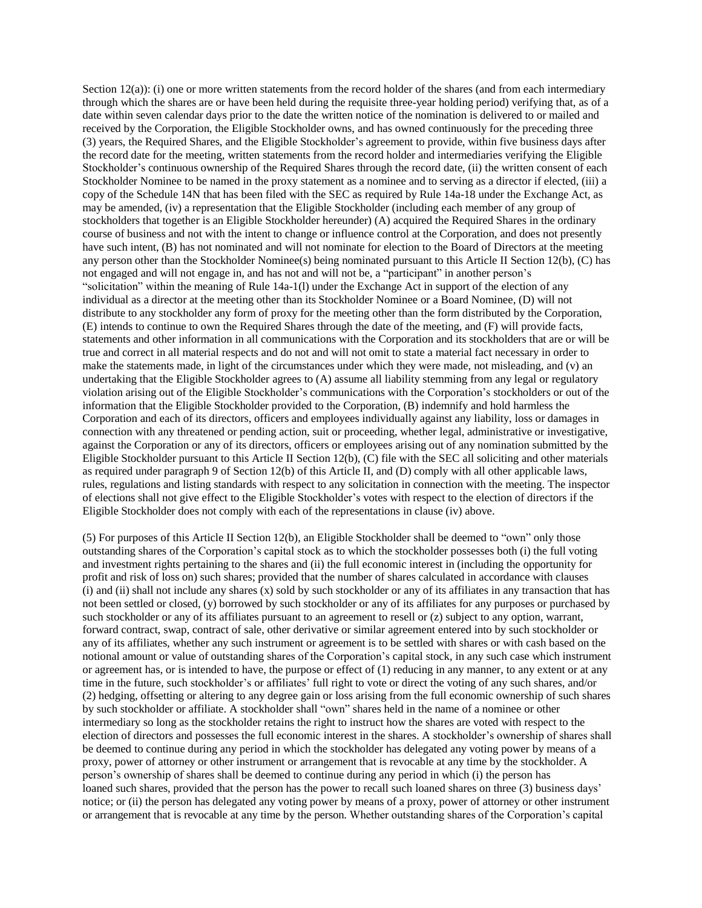Section 12(a)): (i) one or more written statements from the record holder of the shares (and from each intermediary through which the shares are or have been held during the requisite three-year holding period) verifying that, as of a date within seven calendar days prior to the date the written notice of the nomination is delivered to or mailed and received by the Corporation, the Eligible Stockholder owns, and has owned continuously for the preceding three (3) years, the Required Shares, and the Eligible Stockholder's agreement to provide, within five business days after the record date for the meeting, written statements from the record holder and intermediaries verifying the Eligible Stockholder's continuous ownership of the Required Shares through the record date, (ii) the written consent of each Stockholder Nominee to be named in the proxy statement as a nominee and to serving as a director if elected, (iii) a copy of the Schedule 14N that has been filed with the SEC as required by Rule 14a-18 under the Exchange Act, as may be amended, (iv) a representation that the Eligible Stockholder (including each member of any group of stockholders that together is an Eligible Stockholder hereunder) (A) acquired the Required Shares in the ordinary course of business and not with the intent to change or influence control at the Corporation, and does not presently have such intent, (B) has not nominated and will not nominate for election to the Board of Directors at the meeting any person other than the Stockholder Nominee(s) being nominated pursuant to this Article II Section 12(b), (C) has not engaged and will not engage in, and has not and will not be, a "participant" in another person's "solicitation" within the meaning of Rule 14a-1(l) under the Exchange Act in support of the election of any individual as a director at the meeting other than its Stockholder Nominee or a Board Nominee, (D) will not distribute to any stockholder any form of proxy for the meeting other than the form distributed by the Corporation, (E) intends to continue to own the Required Shares through the date of the meeting, and (F) will provide facts, statements and other information in all communications with the Corporation and its stockholders that are or will be true and correct in all material respects and do not and will not omit to state a material fact necessary in order to make the statements made, in light of the circumstances under which they were made, not misleading, and (v) an undertaking that the Eligible Stockholder agrees to (A) assume all liability stemming from any legal or regulatory violation arising out of the Eligible Stockholder's communications with the Corporation's stockholders or out of the information that the Eligible Stockholder provided to the Corporation, (B) indemnify and hold harmless the Corporation and each of its directors, officers and employees individually against any liability, loss or damages in connection with any threatened or pending action, suit or proceeding, whether legal, administrative or investigative, against the Corporation or any of its directors, officers or employees arising out of any nomination submitted by the Eligible Stockholder pursuant to this Article II Section 12(b), (C) file with the SEC all soliciting and other materials as required under paragraph 9 of Section 12(b) of this Article II, and (D) comply with all other applicable laws, rules, regulations and listing standards with respect to any solicitation in connection with the meeting. The inspector of elections shall not give effect to the Eligible Stockholder's votes with respect to the election of directors if the Eligible Stockholder does not comply with each of the representations in clause (iv) above.

(5) For purposes of this Article II Section 12(b), an Eligible Stockholder shall be deemed to "own" only those outstanding shares of the Corporation's capital stock as to which the stockholder possesses both (i) the full voting and investment rights pertaining to the shares and (ii) the full economic interest in (including the opportunity for profit and risk of loss on) such shares; provided that the number of shares calculated in accordance with clauses (i) and (ii) shall not include any shares (x) sold by such stockholder or any of its affiliates in any transaction that has not been settled or closed, (y) borrowed by such stockholder or any of its affiliates for any purposes or purchased by such stockholder or any of its affiliates pursuant to an agreement to resell or (z) subject to any option, warrant, forward contract, swap, contract of sale, other derivative or similar agreement entered into by such stockholder or any of its affiliates, whether any such instrument or agreement is to be settled with shares or with cash based on the notional amount or value of outstanding shares of the Corporation's capital stock, in any such case which instrument or agreement has, or is intended to have, the purpose or effect of (1) reducing in any manner, to any extent or at any time in the future, such stockholder's or affiliates' full right to vote or direct the voting of any such shares, and/or (2) hedging, offsetting or altering to any degree gain or loss arising from the full economic ownership of such shares by such stockholder or affiliate. A stockholder shall "own" shares held in the name of a nominee or other intermediary so long as the stockholder retains the right to instruct how the shares are voted with respect to the election of directors and possesses the full economic interest in the shares. A stockholder's ownership of shares shall be deemed to continue during any period in which the stockholder has delegated any voting power by means of a proxy, power of attorney or other instrument or arrangement that is revocable at any time by the stockholder. A person's ownership of shares shall be deemed to continue during any period in which (i) the person has loaned such shares, provided that the person has the power to recall such loaned shares on three (3) business days' notice; or (ii) the person has delegated any voting power by means of a proxy, power of attorney or other instrument or arrangement that is revocable at any time by the person. Whether outstanding shares of the Corporation's capital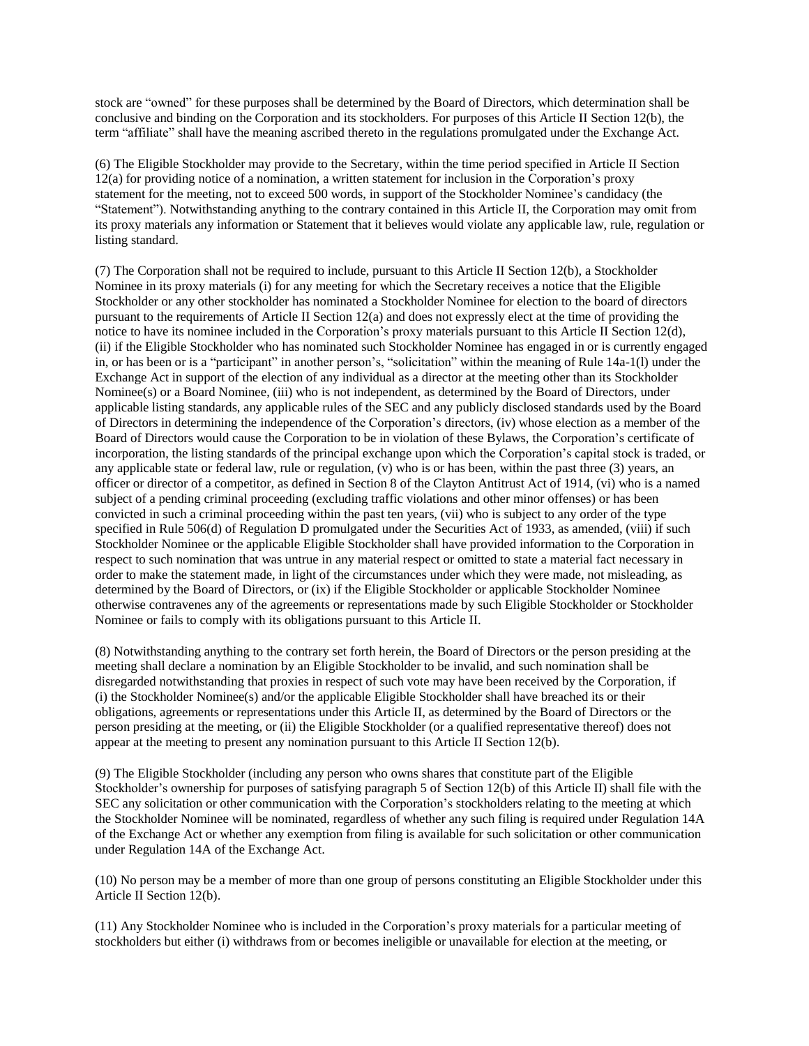stock are "owned" for these purposes shall be determined by the Board of Directors, which determination shall be conclusive and binding on the Corporation and its stockholders. For purposes of this Article II Section 12(b), the term "affiliate" shall have the meaning ascribed thereto in the regulations promulgated under the Exchange Act.

(6) The Eligible Stockholder may provide to the Secretary, within the time period specified in Article II Section 12(a) for providing notice of a nomination, a written statement for inclusion in the Corporation's proxy statement for the meeting, not to exceed 500 words, in support of the Stockholder Nominee's candidacy (the "Statement"). Notwithstanding anything to the contrary contained in this Article II, the Corporation may omit from its proxy materials any information or Statement that it believes would violate any applicable law, rule, regulation or listing standard.

(7) The Corporation shall not be required to include, pursuant to this Article II Section 12(b), a Stockholder Nominee in its proxy materials (i) for any meeting for which the Secretary receives a notice that the Eligible Stockholder or any other stockholder has nominated a Stockholder Nominee for election to the board of directors pursuant to the requirements of Article II Section 12(a) and does not expressly elect at the time of providing the notice to have its nominee included in the Corporation's proxy materials pursuant to this Article II Section 12(d), (ii) if the Eligible Stockholder who has nominated such Stockholder Nominee has engaged in or is currently engaged in, or has been or is a "participant" in another person's, "solicitation" within the meaning of Rule 14a-1(l) under the Exchange Act in support of the election of any individual as a director at the meeting other than its Stockholder Nominee(s) or a Board Nominee, (iii) who is not independent, as determined by the Board of Directors, under applicable listing standards, any applicable rules of the SEC and any publicly disclosed standards used by the Board of Directors in determining the independence of the Corporation's directors, (iv) whose election as a member of the Board of Directors would cause the Corporation to be in violation of these Bylaws, the Corporation's certificate of incorporation, the listing standards of the principal exchange upon which the Corporation's capital stock is traded, or any applicable state or federal law, rule or regulation, (v) who is or has been, within the past three (3) years, an officer or director of a competitor, as defined in Section 8 of the Clayton Antitrust Act of 1914, (vi) who is a named subject of a pending criminal proceeding (excluding traffic violations and other minor offenses) or has been convicted in such a criminal proceeding within the past ten years, (vii) who is subject to any order of the type specified in Rule 506(d) of Regulation D promulgated under the Securities Act of 1933, as amended, (viii) if such Stockholder Nominee or the applicable Eligible Stockholder shall have provided information to the Corporation in respect to such nomination that was untrue in any material respect or omitted to state a material fact necessary in order to make the statement made, in light of the circumstances under which they were made, not misleading, as determined by the Board of Directors, or (ix) if the Eligible Stockholder or applicable Stockholder Nominee otherwise contravenes any of the agreements or representations made by such Eligible Stockholder or Stockholder Nominee or fails to comply with its obligations pursuant to this Article II.

(8) Notwithstanding anything to the contrary set forth herein, the Board of Directors or the person presiding at the meeting shall declare a nomination by an Eligible Stockholder to be invalid, and such nomination shall be disregarded notwithstanding that proxies in respect of such vote may have been received by the Corporation, if (i) the Stockholder Nominee(s) and/or the applicable Eligible Stockholder shall have breached its or their obligations, agreements or representations under this Article II, as determined by the Board of Directors or the person presiding at the meeting, or (ii) the Eligible Stockholder (or a qualified representative thereof) does not appear at the meeting to present any nomination pursuant to this Article II Section 12(b).

(9) The Eligible Stockholder (including any person who owns shares that constitute part of the Eligible Stockholder's ownership for purposes of satisfying paragraph 5 of Section 12(b) of this Article II) shall file with the SEC any solicitation or other communication with the Corporation's stockholders relating to the meeting at which the Stockholder Nominee will be nominated, regardless of whether any such filing is required under Regulation 14A of the Exchange Act or whether any exemption from filing is available for such solicitation or other communication under Regulation 14A of the Exchange Act.

(10) No person may be a member of more than one group of persons constituting an Eligible Stockholder under this Article II Section 12(b).

(11) Any Stockholder Nominee who is included in the Corporation's proxy materials for a particular meeting of stockholders but either (i) withdraws from or becomes ineligible or unavailable for election at the meeting, or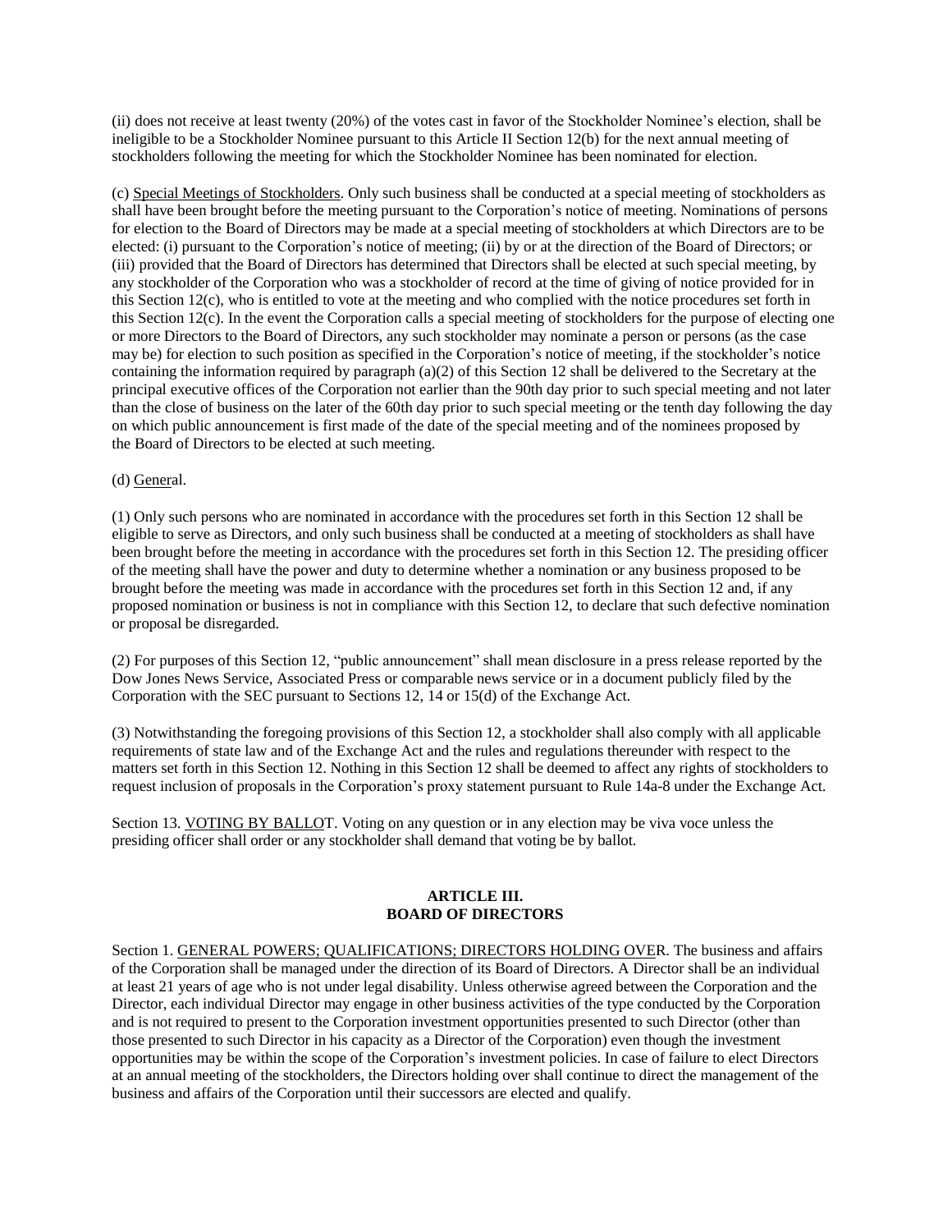(ii) does not receive at least twenty (20%) of the votes cast in favor of the Stockholder Nominee's election, shall be ineligible to be a Stockholder Nominee pursuant to this Article II Section 12(b) for the next annual meeting of stockholders following the meeting for which the Stockholder Nominee has been nominated for election.

(c) Special Meetings of Stockholders. Only such business shall be conducted at a special meeting of stockholders as shall have been brought before the meeting pursuant to the Corporation's notice of meeting. Nominations of persons for election to the Board of Directors may be made at a special meeting of stockholders at which Directors are to be elected: (i) pursuant to the Corporation's notice of meeting; (ii) by or at the direction of the Board of Directors; or (iii) provided that the Board of Directors has determined that Directors shall be elected at such special meeting, by any stockholder of the Corporation who was a stockholder of record at the time of giving of notice provided for in this Section 12(c), who is entitled to vote at the meeting and who complied with the notice procedures set forth in this Section 12(c). In the event the Corporation calls a special meeting of stockholders for the purpose of electing one or more Directors to the Board of Directors, any such stockholder may nominate a person or persons (as the case may be) for election to such position as specified in the Corporation's notice of meeting, if the stockholder's notice containing the information required by paragraph (a)(2) of this Section 12 shall be delivered to the Secretary at the principal executive offices of the Corporation not earlier than the 90th day prior to such special meeting and not later than the close of business on the later of the 60th day prior to such special meeting or the tenth day following the day on which public announcement is first made of the date of the special meeting and of the nominees proposed by the Board of Directors to be elected at such meeting.

(d) General.

(1) Only such persons who are nominated in accordance with the procedures set forth in this Section 12 shall be eligible to serve as Directors, and only such business shall be conducted at a meeting of stockholders as shall have been brought before the meeting in accordance with the procedures set forth in this Section 12. The presiding officer of the meeting shall have the power and duty to determine whether a nomination or any business proposed to be brought before the meeting was made in accordance with the procedures set forth in this Section 12 and, if any proposed nomination or business is not in compliance with this Section 12, to declare that such defective nomination or proposal be disregarded.

(2) For purposes of this Section 12, "public announcement" shall mean disclosure in a press release reported by the Dow Jones News Service, Associated Press or comparable news service or in a document publicly filed by the Corporation with the SEC pursuant to Sections 12, 14 or 15(d) of the Exchange Act.

(3) Notwithstanding the foregoing provisions of this Section 12, a stockholder shall also comply with all applicable requirements of state law and of the Exchange Act and the rules and regulations thereunder with respect to the matters set forth in this Section 12. Nothing in this Section 12 shall be deemed to affect any rights of stockholders to request inclusion of proposals in the Corporation's proxy statement pursuant to Rule 14a-8 under the Exchange Act.

Section 13. VOTING BY BALLOT. Voting on any question or in any election may be viva voce unless the presiding officer shall order or any stockholder shall demand that voting be by ballot.

## ARTICLE III.
## BOARD OF DIRECTORS

Section 1. GENERAL POWERS; QUALIFICATIONS; DIRECTORS HOLDING OVER. The business and affairs of the Corporation shall be managed under the direction of its Board of Directors. A Director shall be an individual at least 21 years of age who is not under legal disability. Unless otherwise agreed between the Corporation and the Director, each individual Director may engage in other business activities of the type conducted by the Corporation and is not required to present to the Corporation investment opportunities presented to such Director (other than those presented to such Director in his capacity as a Director of the Corporation) even though the investment opportunities may be within the scope of the Corporation's investment policies. In case of failure to elect Directors at an annual meeting of the stockholders, the Directors holding over shall continue to direct the management of the business and affairs of the Corporation until their successors are elected and qualify.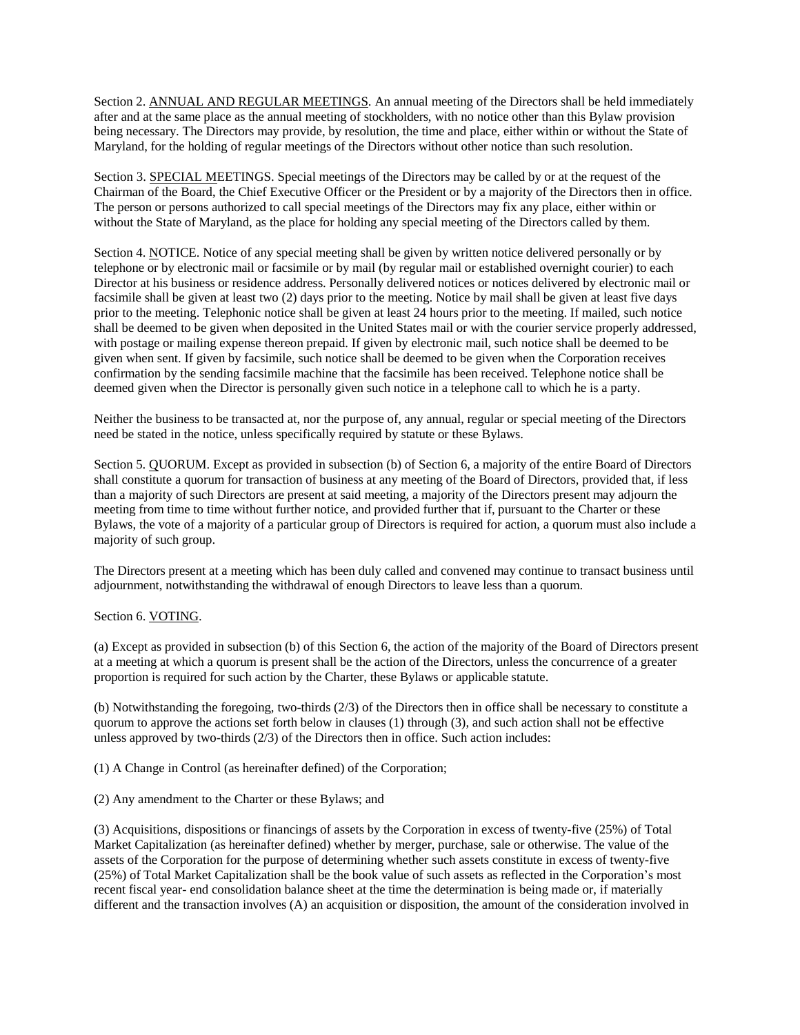Section 2. ANNUAL AND REGULAR MEETINGS. An annual meeting of the Directors shall be held immediately after and at the same place as the annual meeting of stockholders, with no notice other than this Bylaw provision being necessary. The Directors may provide, by resolution, the time and place, either within or without the State of Maryland, for the holding of regular meetings of the Directors without other notice than such resolution.

Section 3. SPECIAL MEETINGS. Special meetings of the Directors may be called by or at the request of the Chairman of the Board, the Chief Executive Officer or the President or by a majority of the Directors then in office. The person or persons authorized to call special meetings of the Directors may fix any place, either within or without the State of Maryland, as the place for holding any special meeting of the Directors called by them.

Section 4. NOTICE. Notice of any special meeting shall be given by written notice delivered personally or by telephone or by electronic mail or facsimile or by mail (by regular mail or established overnight courier) to each Director at his business or residence address. Personally delivered notices or notices delivered by electronic mail or facsimile shall be given at least two (2) days prior to the meeting. Notice by mail shall be given at least five days prior to the meeting. Telephonic notice shall be given at least 24 hours prior to the meeting. If mailed, such notice shall be deemed to be given when deposited in the United States mail or with the courier service properly addressed, with postage or mailing expense thereon prepaid. If given by electronic mail, such notice shall be deemed to be given when sent. If given by facsimile, such notice shall be deemed to be given when the Corporation receives confirmation by the sending facsimile machine that the facsimile has been received. Telephone notice shall be deemed given when the Director is personally given such notice in a telephone call to which he is a party.

Neither the business to be transacted at, nor the purpose of, any annual, regular or special meeting of the Directors need be stated in the notice, unless specifically required by statute or these Bylaws.

Section 5. QUORUM. Except as provided in subsection (b) of Section 6, a majority of the entire Board of Directors shall constitute a quorum for transaction of business at any meeting of the Board of Directors, provided that, if less than a majority of such Directors are present at said meeting, a majority of the Directors present may adjourn the meeting from time to time without further notice, and provided further that if, pursuant to the Charter or these Bylaws, the vote of a majority of a particular group of Directors is required for action, a quorum must also include a majority of such group.

The Directors present at a meeting which has been duly called and convened may continue to transact business until adjournment, notwithstanding the withdrawal of enough Directors to leave less than a quorum.

Section 6. VOTING.

(a) Except as provided in subsection (b) of this Section 6, the action of the majority of the Board of Directors present at a meeting at which a quorum is present shall be the action of the Directors, unless the concurrence of a greater proportion is required for such action by the Charter, these Bylaws or applicable statute.

(b) Notwithstanding the foregoing, two-thirds (2/3) of the Directors then in office shall be necessary to constitute a quorum to approve the actions set forth below in clauses (1) through (3), and such action shall not be effective unless approved by two-thirds (2/3) of the Directors then in office. Such action includes:

(1) A Change in Control (as hereinafter defined) of the Corporation;

(2) Any amendment to the Charter or these Bylaws; and

(3) Acquisitions, dispositions or financings of assets by the Corporation in excess of twenty-five (25%) of Total Market Capitalization (as hereinafter defined) whether by merger, purchase, sale or otherwise. The value of the assets of the Corporation for the purpose of determining whether such assets constitute in excess of twenty-five (25%) of Total Market Capitalization shall be the book value of such assets as reflected in the Corporation's most recent fiscal year- end consolidation balance sheet at the time the determination is being made or, if materially different and the transaction involves (A) an acquisition or disposition, the amount of the consideration involved in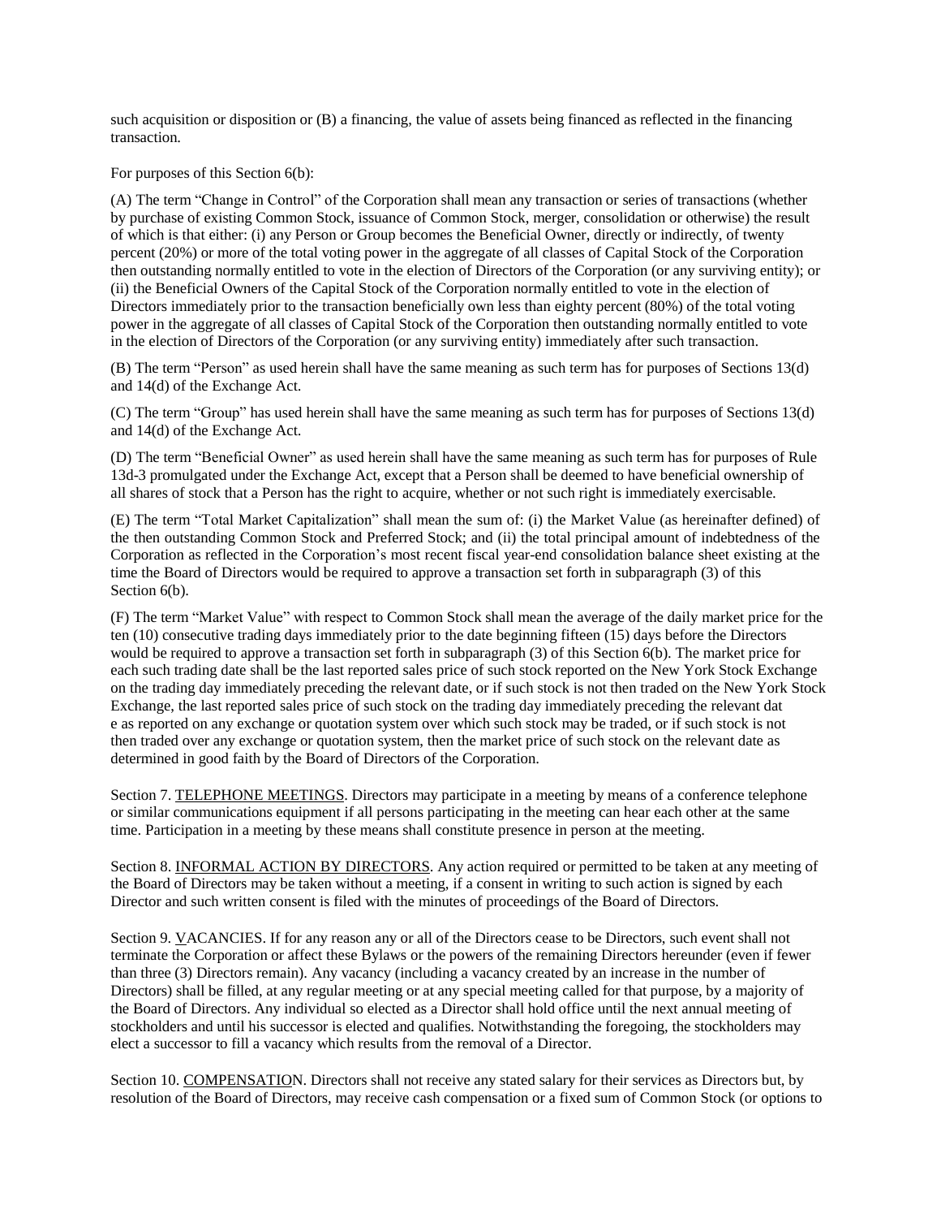such acquisition or disposition or (B) a financing, the value of assets being financed as reflected in the financing transaction.

For purposes of this Section 6(b):

(A) The term "Change in Control" of the Corporation shall mean any transaction or series of transactions (whether by purchase of existing Common Stock, issuance of Common Stock, merger, consolidation or otherwise) the result of which is that either: (i) any Person or Group becomes the Beneficial Owner, directly or indirectly, of twenty percent (20%) or more of the total voting power in the aggregate of all classes of Capital Stock of the Corporation then outstanding normally entitled to vote in the election of Directors of the Corporation (or any surviving entity); or (ii) the Beneficial Owners of the Capital Stock of the Corporation normally entitled to vote in the election of Directors immediately prior to the transaction beneficially own less than eighty percent (80%) of the total voting power in the aggregate of all classes of Capital Stock of the Corporation then outstanding normally entitled to vote in the election of Directors of the Corporation (or any surviving entity) immediately after such transaction.

(B) The term "Person" as used herein shall have the same meaning as such term has for purposes of Sections 13(d) and 14(d) of the Exchange Act.

(C) The term "Group" has used herein shall have the same meaning as such term has for purposes of Sections 13(d) and 14(d) of the Exchange Act.

(D) The term "Beneficial Owner" as used herein shall have the same meaning as such term has for purposes of Rule 13d-3 promulgated under the Exchange Act, except that a Person shall be deemed to have beneficial ownership of all shares of stock that a Person has the right to acquire, whether or not such right is immediately exercisable.

(E) The term "Total Market Capitalization" shall mean the sum of: (i) the Market Value (as hereinafter defined) of the then outstanding Common Stock and Preferred Stock; and (ii) the total principal amount of indebtedness of the Corporation as reflected in the Corporation's most recent fiscal year-end consolidation balance sheet existing at the time the Board of Directors would be required to approve a transaction set forth in subparagraph (3) of this Section 6(b).

(F) The term "Market Value" with respect to Common Stock shall mean the average of the daily market price for the ten (10) consecutive trading days immediately prior to the date beginning fifteen (15) days before the Directors would be required to approve a transaction set forth in subparagraph (3) of this Section 6(b). The market price for each such trading date shall be the last reported sales price of such stock reported on the New York Stock Exchange on the trading day immediately preceding the relevant date, or if such stock is not then traded on the New York Stock Exchange, the last reported sales price of such stock on the trading day immediately preceding the relevant dat e as reported on any exchange or quotation system over which such stock may be traded, or if such stock is not then traded over any exchange or quotation system, then the market price of such stock on the relevant date as determined in good faith by the Board of Directors of the Corporation.

Section 7. TELEPHONE MEETINGS. Directors may participate in a meeting by means of a conference telephone or similar communications equipment if all persons participating in the meeting can hear each other at the same time. Participation in a meeting by these means shall constitute presence in person at the meeting.

Section 8. INFORMAL ACTION BY DIRECTORS. Any action required or permitted to be taken at any meeting of the Board of Directors may be taken without a meeting, if a consent in writing to such action is signed by each Director and such written consent is filed with the minutes of proceedings of the Board of Directors.

Section 9. VACANCIES. If for any reason any or all of the Directors cease to be Directors, such event shall not terminate the Corporation or affect these Bylaws or the powers of the remaining Directors hereunder (even if fewer than three (3) Directors remain). Any vacancy (including a vacancy created by an increase in the number of Directors) shall be filled, at any regular meeting or at any special meeting called for that purpose, by a majority of the Board of Directors. Any individual so elected as a Director shall hold office until the next annual meeting of stockholders and until his successor is elected and qualifies. Notwithstanding the foregoing, the stockholders may elect a successor to fill a vacancy which results from the removal of a Director.

Section 10. COMPENSATION. Directors shall not receive any stated salary for their services as Directors but, by resolution of the Board of Directors, may receive cash compensation or a fixed sum of Common Stock (or options to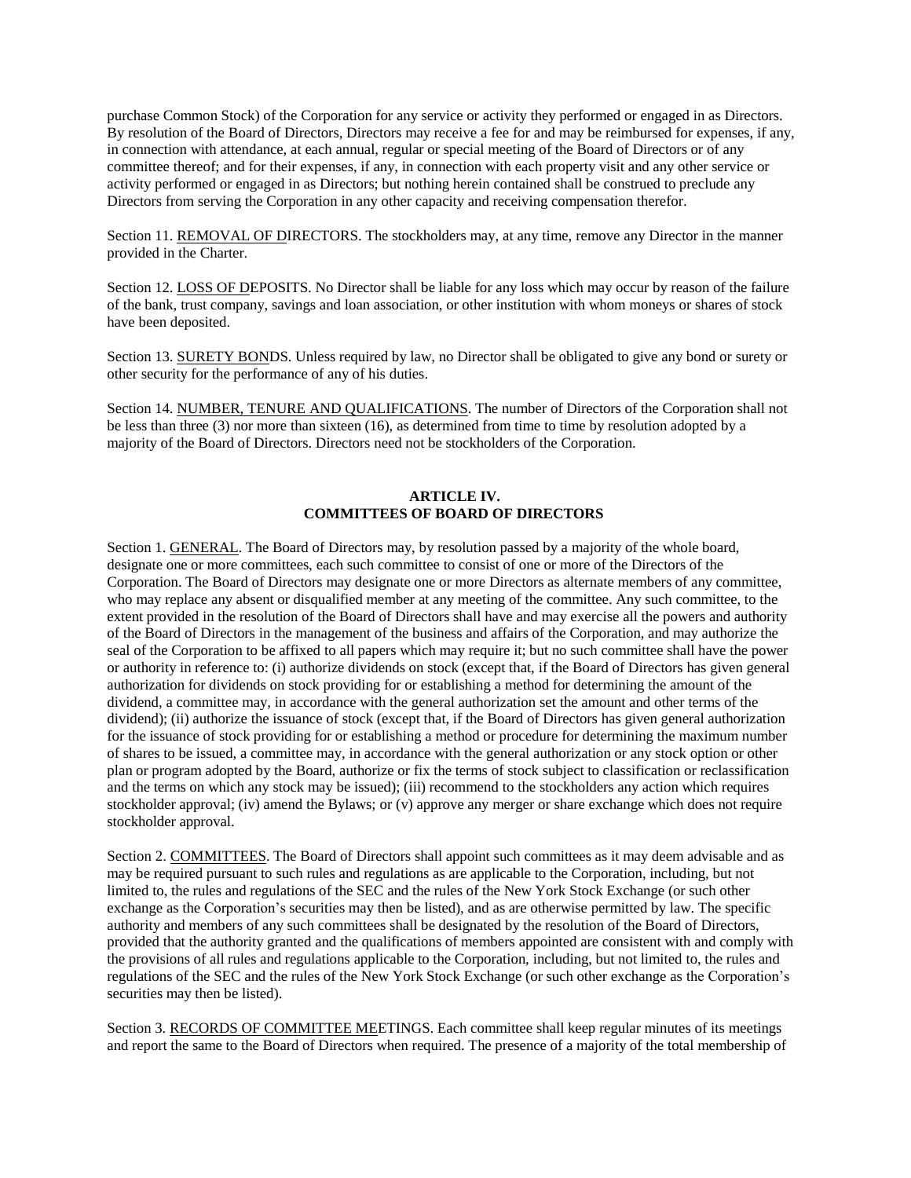purchase Common Stock) of the Corporation for any service or activity they performed or engaged in as Directors. By resolution of the Board of Directors, Directors may receive a fee for and may be reimbursed for expenses, if any, in connection with attendance, at each annual, regular or special meeting of the Board of Directors or of any committee thereof; and for their expenses, if any, in connection with each property visit and any other service or activity performed or engaged in as Directors; but nothing herein contained shall be construed to preclude any Directors from serving the Corporation in any other capacity and receiving compensation therefor.

Section 11. REMOVAL OF DIRECTORS. The stockholders may, at any time, remove any Director in the manner provided in the Charter.

Section 12. LOSS OF DEPOSITS. No Director shall be liable for any loss which may occur by reason of the failure of the bank, trust company, savings and loan association, or other institution with whom moneys or shares of stock have been deposited.

Section 13. SURETY BONDS. Unless required by law, no Director shall be obligated to give any bond or surety or other security for the performance of any of his duties.

Section 14. NUMBER, TENURE AND QUALIFICATIONS. The number of Directors of the Corporation shall not be less than three (3) nor more than sixteen (16), as determined from time to time by resolution adopted by a majority of the Board of Directors. Directors need not be stockholders of the Corporation.

## ARTICLE IV.
## COMMITTEES OF BOARD OF DIRECTORS

Section 1. GENERAL. The Board of Directors may, by resolution passed by a majority of the whole board, designate one or more committees, each such committee to consist of one or more of the Directors of the Corporation. The Board of Directors may designate one or more Directors as alternate members of any committee, who may replace any absent or disqualified member at any meeting of the committee. Any such committee, to the extent provided in the resolution of the Board of Directors shall have and may exercise all the powers and authority of the Board of Directors in the management of the business and affairs of the Corporation, and may authorize the seal of the Corporation to be affixed to all papers which may require it; but no such committee shall have the power or authority in reference to: (i) authorize dividends on stock (except that, if the Board of Directors has given general authorization for dividends on stock providing for or establishing a method for determining the amount of the dividend, a committee may, in accordance with the general authorization set the amount and other terms of the dividend); (ii) authorize the issuance of stock (except that, if the Board of Directors has given general authorization for the issuance of stock providing for or establishing a method or procedure for determining the maximum number of shares to be issued, a committee may, in accordance with the general authorization or any stock option or other plan or program adopted by the Board, authorize or fix the terms of stock subject to classification or reclassification and the terms on which any stock may be issued); (iii) recommend to the stockholders any action which requires stockholder approval; (iv) amend the Bylaws; or (v) approve any merger or share exchange which does not require stockholder approval.

Section 2. COMMITTEES. The Board of Directors shall appoint such committees as it may deem advisable and as may be required pursuant to such rules and regulations as are applicable to the Corporation, including, but not limited to, the rules and regulations of the SEC and the rules of the New York Stock Exchange (or such other exchange as the Corporation's securities may then be listed), and as are otherwise permitted by law. The specific authority and members of any such committees shall be designated by the resolution of the Board of Directors, provided that the authority granted and the qualifications of members appointed are consistent with and comply with the provisions of all rules and regulations applicable to the Corporation, including, but not limited to, the rules and regulations of the SEC and the rules of the New York Stock Exchange (or such other exchange as the Corporation's securities may then be listed).

Section 3. RECORDS OF COMMITTEE MEETINGS. Each committee shall keep regular minutes of its meetings and report the same to the Board of Directors when required. The presence of a majority of the total membership of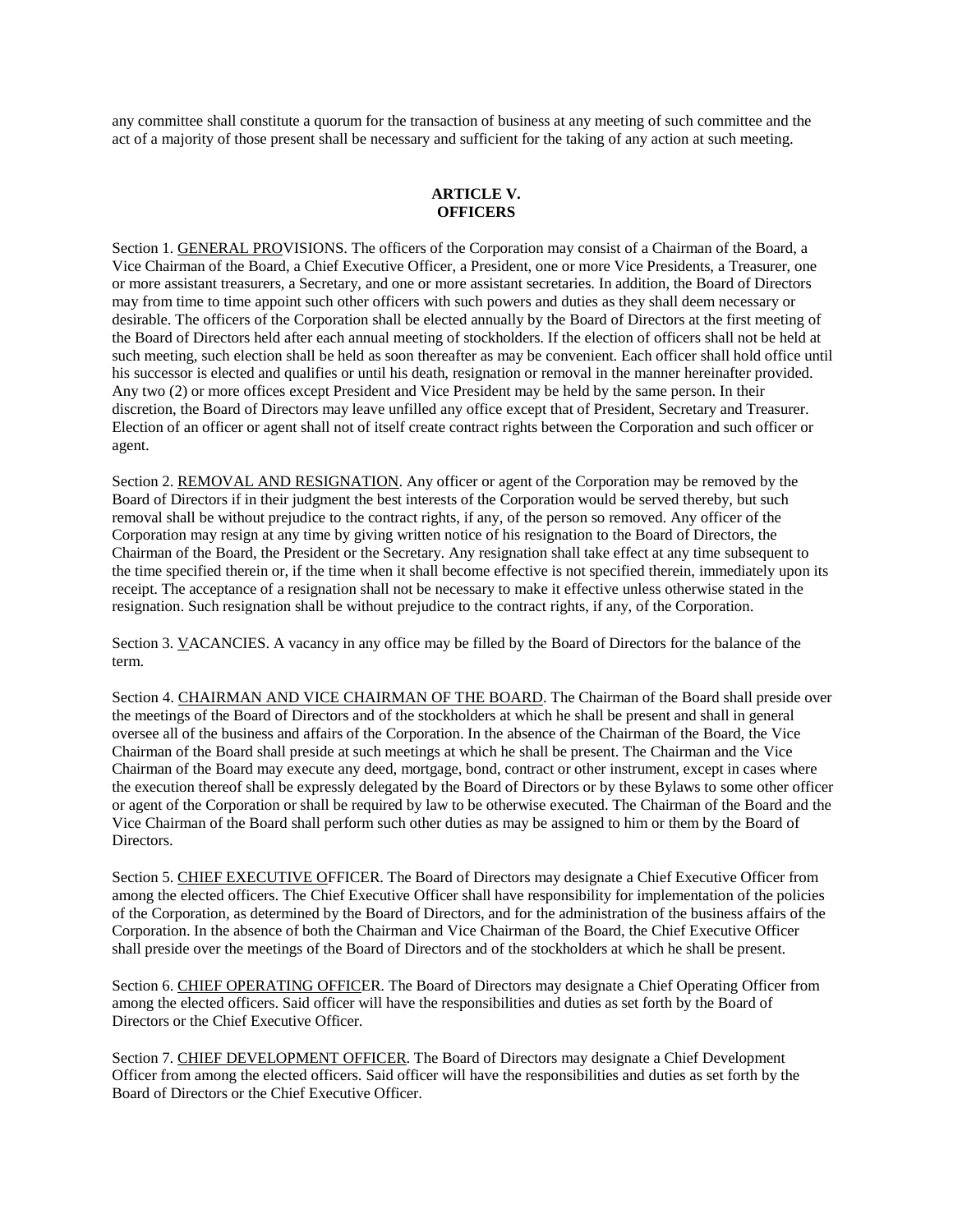any committee shall constitute a quorum for the transaction of business at any meeting of such committee and the act of a majority of those present shall be necessary and sufficient for the taking of any action at such meeting.

## ARTICLE V.
## OFFICERS

Section 1. GENERAL PROVISIONS. The officers of the Corporation may consist of a Chairman of the Board, a Vice Chairman of the Board, a Chief Executive Officer, a President, one or more Vice Presidents, a Treasurer, one or more assistant treasurers, a Secretary, and one or more assistant secretaries. In addition, the Board of Directors may from time to time appoint such other officers with such powers and duties as they shall deem necessary or desirable. The officers of the Corporation shall be elected annually by the Board of Directors at the first meeting of the Board of Directors held after each annual meeting of stockholders. If the election of officers shall not be held at such meeting, such election shall be held as soon thereafter as may be convenient. Each officer shall hold office until his successor is elected and qualifies or until his death, resignation or removal in the manner hereinafter provided. Any two (2) or more offices except President and Vice President may be held by the same person. In their discretion, the Board of Directors may leave unfilled any office except that of President, Secretary and Treasurer. Election of an officer or agent shall not of itself create contract rights between the Corporation and such officer or agent.

Section 2. REMOVAL AND RESIGNATION. Any officer or agent of the Corporation may be removed by the Board of Directors if in their judgment the best interests of the Corporation would be served thereby, but such removal shall be without prejudice to the contract rights, if any, of the person so removed. Any officer of the Corporation may resign at any time by giving written notice of his resignation to the Board of Directors, the Chairman of the Board, the President or the Secretary. Any resignation shall take effect at any time subsequent to the time specified therein or, if the time when it shall become effective is not specified therein, immediately upon its receipt. The acceptance of a resignation shall not be necessary to make it effective unless otherwise stated in the resignation. Such resignation shall be without prejudice to the contract rights, if any, of the Corporation.

Section 3. VACANCIES. A vacancy in any office may be filled by the Board of Directors for the balance of the term.

Section 4. CHAIRMAN AND VICE CHAIRMAN OF THE BOARD. The Chairman of the Board shall preside over the meetings of the Board of Directors and of the stockholders at which he shall be present and shall in general oversee all of the business and affairs of the Corporation. In the absence of the Chairman of the Board, the Vice Chairman of the Board shall preside at such meetings at which he shall be present. The Chairman and the Vice Chairman of the Board may execute any deed, mortgage, bond, contract or other instrument, except in cases where the execution thereof shall be expressly delegated by the Board of Directors or by these Bylaws to some other officer or agent of the Corporation or shall be required by law to be otherwise executed. The Chairman of the Board and the Vice Chairman of the Board shall perform such other duties as may be assigned to him or them by the Board of Directors.

Section 5. CHIEF EXECUTIVE OFFICER. The Board of Directors may designate a Chief Executive Officer from among the elected officers. The Chief Executive Officer shall have responsibility for implementation of the policies of the Corporation, as determined by the Board of Directors, and for the administration of the business affairs of the Corporation. In the absence of both the Chairman and Vice Chairman of the Board, the Chief Executive Officer shall preside over the meetings of the Board of Directors and of the stockholders at which he shall be present.

Section 6. CHIEF OPERATING OFFICER. The Board of Directors may designate a Chief Operating Officer from among the elected officers. Said officer will have the responsibilities and duties as set forth by the Board of Directors or the Chief Executive Officer.

Section 7. CHIEF DEVELOPMENT OFFICER. The Board of Directors may designate a Chief Development Officer from among the elected officers. Said officer will have the responsibilities and duties as set forth by the Board of Directors or the Chief Executive Officer.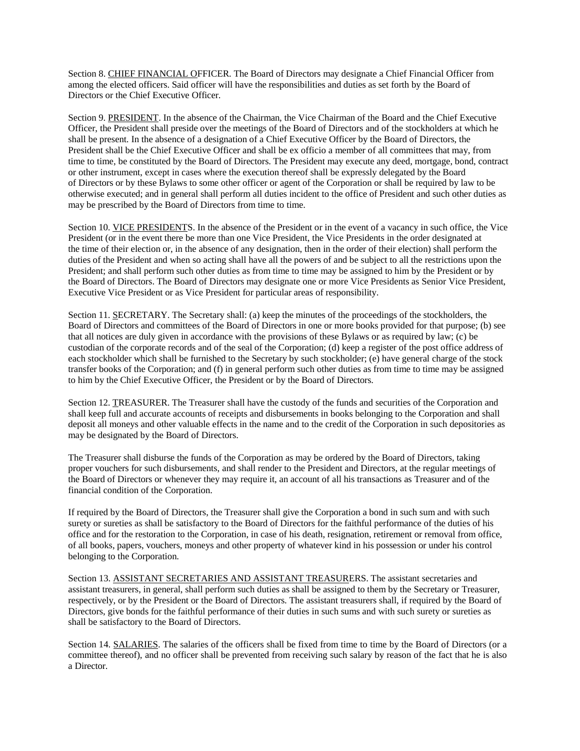Section 8. CHIEF FINANCIAL OFFICER. The Board of Directors may designate a Chief Financial Officer from among the elected officers. Said officer will have the responsibilities and duties as set forth by the Board of Directors or the Chief Executive Officer.

Section 9. PRESIDENT. In the absence of the Chairman, the Vice Chairman of the Board and the Chief Executive Officer, the President shall preside over the meetings of the Board of Directors and of the stockholders at which he shall be present. In the absence of a designation of a Chief Executive Officer by the Board of Directors, the President shall be the Chief Executive Officer and shall be ex officio a member of all committees that may, from time to time, be constituted by the Board of Directors. The President may execute any deed, mortgage, bond, contract or other instrument, except in cases where the execution thereof shall be expressly delegated by the Board of Directors or by these Bylaws to some other officer or agent of the Corporation or shall be required by law to be otherwise executed; and in general shall perform all duties incident to the office of President and such other duties as may be prescribed by the Board of Directors from time to time.

Section 10. VICE PRESIDENTS. In the absence of the President or in the event of a vacancy in such office, the Vice President (or in the event there be more than one Vice President, the Vice Presidents in the order designated at the time of their election or, in the absence of any designation, then in the order of their election) shall perform the duties of the President and when so acting shall have all the powers of and be subject to all the restrictions upon the President; and shall perform such other duties as from time to time may be assigned to him by the President or by the Board of Directors. The Board of Directors may designate one or more Vice Presidents as Senior Vice President, Executive Vice President or as Vice President for particular areas of responsibility.

Section 11. SECRETARY. The Secretary shall: (a) keep the minutes of the proceedings of the stockholders, the Board of Directors and committees of the Board of Directors in one or more books provided for that purpose; (b) see that all notices are duly given in accordance with the provisions of these Bylaws or as required by law; (c) be custodian of the corporate records and of the seal of the Corporation; (d) keep a register of the post office address of each stockholder which shall be furnished to the Secretary by such stockholder; (e) have general charge of the stock transfer books of the Corporation; and (f) in general perform such other duties as from time to time may be assigned to him by the Chief Executive Officer, the President or by the Board of Directors.

Section 12. TREASURER. The Treasurer shall have the custody of the funds and securities of the Corporation and shall keep full and accurate accounts of receipts and disbursements in books belonging to the Corporation and shall deposit all moneys and other valuable effects in the name and to the credit of the Corporation in such depositories as may be designated by the Board of Directors.

The Treasurer shall disburse the funds of the Corporation as may be ordered by the Board of Directors, taking proper vouchers for such disbursements, and shall render to the President and Directors, at the regular meetings of the Board of Directors or whenever they may require it, an account of all his transactions as Treasurer and of the financial condition of the Corporation.

If required by the Board of Directors, the Treasurer shall give the Corporation a bond in such sum and with such surety or sureties as shall be satisfactory to the Board of Directors for the faithful performance of the duties of his office and for the restoration to the Corporation, in case of his death, resignation, retirement or removal from office, of all books, papers, vouchers, moneys and other property of whatever kind in his possession or under his control belonging to the Corporation.

Section 13. ASSISTANT SECRETARIES AND ASSISTANT TREASURERS. The assistant secretaries and assistant treasurers, in general, shall perform such duties as shall be assigned to them by the Secretary or Treasurer, respectively, or by the President or the Board of Directors. The assistant treasurers shall, if required by the Board of Directors, give bonds for the faithful performance of their duties in such sums and with such surety or sureties as shall be satisfactory to the Board of Directors.

Section 14. SALARIES. The salaries of the officers shall be fixed from time to time by the Board of Directors (or a committee thereof), and no officer shall be prevented from receiving such salary by reason of the fact that he is also a Director.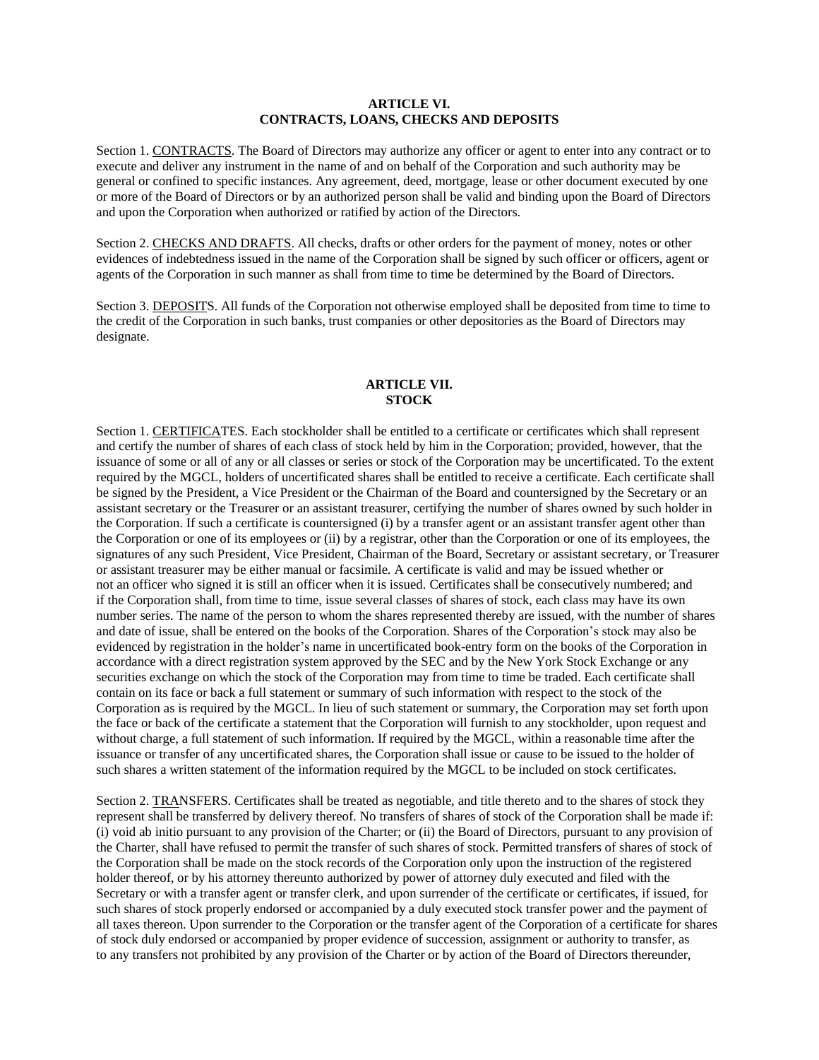## ARTICLE VI.
## CONTRACTS, LOANS, CHECKS AND DEPOSITS

Section 1. CONTRACTS. The Board of Directors may authorize any officer or agent to enter into any contract or to execute and deliver any instrument in the name of and on behalf of the Corporation and such authority may be general or confined to specific instances. Any agreement, deed, mortgage, lease or other document executed by one or more of the Board of Directors or by an authorized person shall be valid and binding upon the Board of Directors and upon the Corporation when authorized or ratified by action of the Directors.

Section 2. CHECKS AND DRAFTS. All checks, drafts or other orders for the payment of money, notes or other evidences of indebtedness issued in the name of the Corporation shall be signed by such officer or officers, agent or agents of the Corporation in such manner as shall from time to time be determined by the Board of Directors.

Section 3. DEPOSITS. All funds of the Corporation not otherwise employed shall be deposited from time to time to the credit of the Corporation in such banks, trust companies or other depositories as the Board of Directors may designate.

## ARTICLE VII.
## STOCK

Section 1. CERTIFICATES. Each stockholder shall be entitled to a certificate or certificates which shall represent and certify the number of shares of each class of stock held by him in the Corporation; provided, however, that the issuance of some or all of any or all classes or series or stock of the Corporation may be uncertificated. To the extent required by the MGCL, holders of uncertificated shares shall be entitled to receive a certificate. Each certificate shall be signed by the President, a Vice President or the Chairman of the Board and countersigned by the Secretary or an assistant secretary or the Treasurer or an assistant treasurer, certifying the number of shares owned by such holder in the Corporation. If such a certificate is countersigned (i) by a transfer agent or an assistant transfer agent other than the Corporation or one of its employees or (ii) by a registrar, other than the Corporation or one of its employees, the signatures of any such President, Vice President, Chairman of the Board, Secretary or assistant secretary, or Treasurer or assistant treasurer may be either manual or facsimile. A certificate is valid and may be issued whether or not an officer who signed it is still an officer when it is issued. Certificates shall be consecutively numbered; and if the Corporation shall, from time to time, issue several classes of shares of stock, each class may have its own number series. The name of the person to whom the shares represented thereby are issued, with the number of shares and date of issue, shall be entered on the books of the Corporation. Shares of the Corporation's stock may also be evidenced by registration in the holder's name in uncertificated book-entry form on the books of the Corporation in accordance with a direct registration system approved by the SEC and by the New York Stock Exchange or any securities exchange on which the stock of the Corporation may from time to time be traded. Each certificate shall contain on its face or back a full statement or summary of such information with respect to the stock of the Corporation as is required by the MGCL. In lieu of such statement or summary, the Corporation may set forth upon the face or back of the certificate a statement that the Corporation will furnish to any stockholder, upon request and without charge, a full statement of such information. If required by the MGCL, within a reasonable time after the issuance or transfer of any uncertificated shares, the Corporation shall issue or cause to be issued to the holder of such shares a written statement of the information required by the MGCL to be included on stock certificates.

Section 2. TRANSFERS. Certificates shall be treated as negotiable, and title thereto and to the shares of stock they represent shall be transferred by delivery thereof. No transfers of shares of stock of the Corporation shall be made if: (i) void ab initio pursuant to any provision of the Charter; or (ii) the Board of Directors, pursuant to any provision of the Charter, shall have refused to permit the transfer of such shares of stock. Permitted transfers of shares of stock of the Corporation shall be made on the stock records of the Corporation only upon the instruction of the registered holder thereof, or by his attorney thereunto authorized by power of attorney duly executed and filed with the Secretary or with a transfer agent or transfer clerk, and upon surrender of the certificate or certificates, if issued, for such shares of stock properly endorsed or accompanied by a duly executed stock transfer power and the payment of all taxes thereon. Upon surrender to the Corporation or the transfer agent of the Corporation of a certificate for shares of stock duly endorsed or accompanied by proper evidence of succession, assignment or authority to transfer, as to any transfers not prohibited by any provision of the Charter or by action of the Board of Directors thereunder,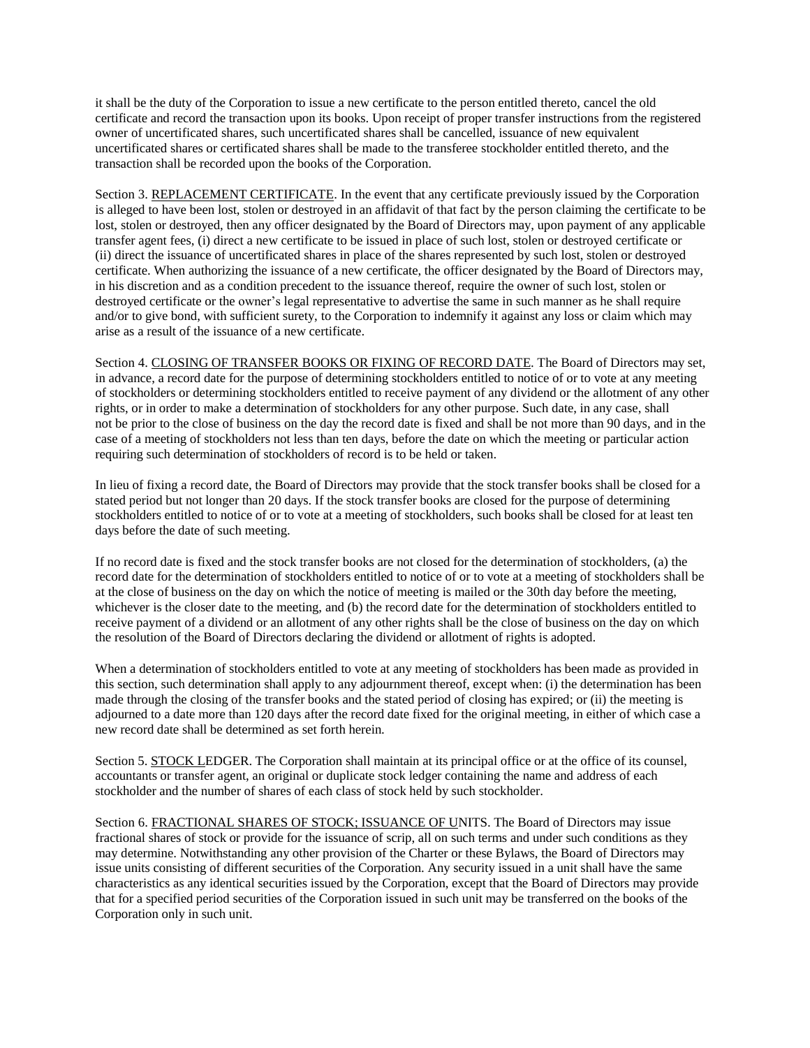it shall be the duty of the Corporation to issue a new certificate to the person entitled thereto, cancel the old certificate and record the transaction upon its books. Upon receipt of proper transfer instructions from the registered owner of uncertificated shares, such uncertificated shares shall be cancelled, issuance of new equivalent uncertificated shares or certificated shares shall be made to the transferee stockholder entitled thereto, and the transaction shall be recorded upon the books of the Corporation.

Section 3. REPLACEMENT CERTIFICATE. In the event that any certificate previously issued by the Corporation is alleged to have been lost, stolen or destroyed in an affidavit of that fact by the person claiming the certificate to be lost, stolen or destroyed, then any officer designated by the Board of Directors may, upon payment of any applicable transfer agent fees, (i) direct a new certificate to be issued in place of such lost, stolen or destroyed certificate or (ii) direct the issuance of uncertificated shares in place of the shares represented by such lost, stolen or destroyed certificate. When authorizing the issuance of a new certificate, the officer designated by the Board of Directors may, in his discretion and as a condition precedent to the issuance thereof, require the owner of such lost, stolen or destroyed certificate or the owner's legal representative to advertise the same in such manner as he shall require and/or to give bond, with sufficient surety, to the Corporation to indemnify it against any loss or claim which may arise as a result of the issuance of a new certificate.

Section 4. CLOSING OF TRANSFER BOOKS OR FIXING OF RECORD DATE. The Board of Directors may set, in advance, a record date for the purpose of determining stockholders entitled to notice of or to vote at any meeting of stockholders or determining stockholders entitled to receive payment of any dividend or the allotment of any other rights, or in order to make a determination of stockholders for any other purpose. Such date, in any case, shall not be prior to the close of business on the day the record date is fixed and shall be not more than 90 days, and in the case of a meeting of stockholders not less than ten days, before the date on which the meeting or particular action requiring such determination of stockholders of record is to be held or taken.

In lieu of fixing a record date, the Board of Directors may provide that the stock transfer books shall be closed for a stated period but not longer than 20 days. If the stock transfer books are closed for the purpose of determining stockholders entitled to notice of or to vote at a meeting of stockholders, such books shall be closed for at least ten days before the date of such meeting.

If no record date is fixed and the stock transfer books are not closed for the determination of stockholders, (a) the record date for the determination of stockholders entitled to notice of or to vote at a meeting of stockholders shall be at the close of business on the day on which the notice of meeting is mailed or the 30th day before the meeting, whichever is the closer date to the meeting, and (b) the record date for the determination of stockholders entitled to receive payment of a dividend or an allotment of any other rights shall be the close of business on the day on which the resolution of the Board of Directors declaring the dividend or allotment of rights is adopted.

When a determination of stockholders entitled to vote at any meeting of stockholders has been made as provided in this section, such determination shall apply to any adjournment thereof, except when: (i) the determination has been made through the closing of the transfer books and the stated period of closing has expired; or (ii) the meeting is adjourned to a date more than 120 days after the record date fixed for the original meeting, in either of which case a new record date shall be determined as set forth herein.

Section 5. STOCK LEDGER. The Corporation shall maintain at its principal office or at the office of its counsel, accountants or transfer agent, an original or duplicate stock ledger containing the name and address of each stockholder and the number of shares of each class of stock held by such stockholder.

Section 6. FRACTIONAL SHARES OF STOCK; ISSUANCE OF UNITS. The Board of Directors may issue fractional shares of stock or provide for the issuance of scrip, all on such terms and under such conditions as they may determine. Notwithstanding any other provision of the Charter or these Bylaws, the Board of Directors may issue units consisting of different securities of the Corporation. Any security issued in a unit shall have the same characteristics as any identical securities issued by the Corporation, except that the Board of Directors may provide that for a specified period securities of the Corporation issued in such unit may be transferred on the books of the Corporation only in such unit.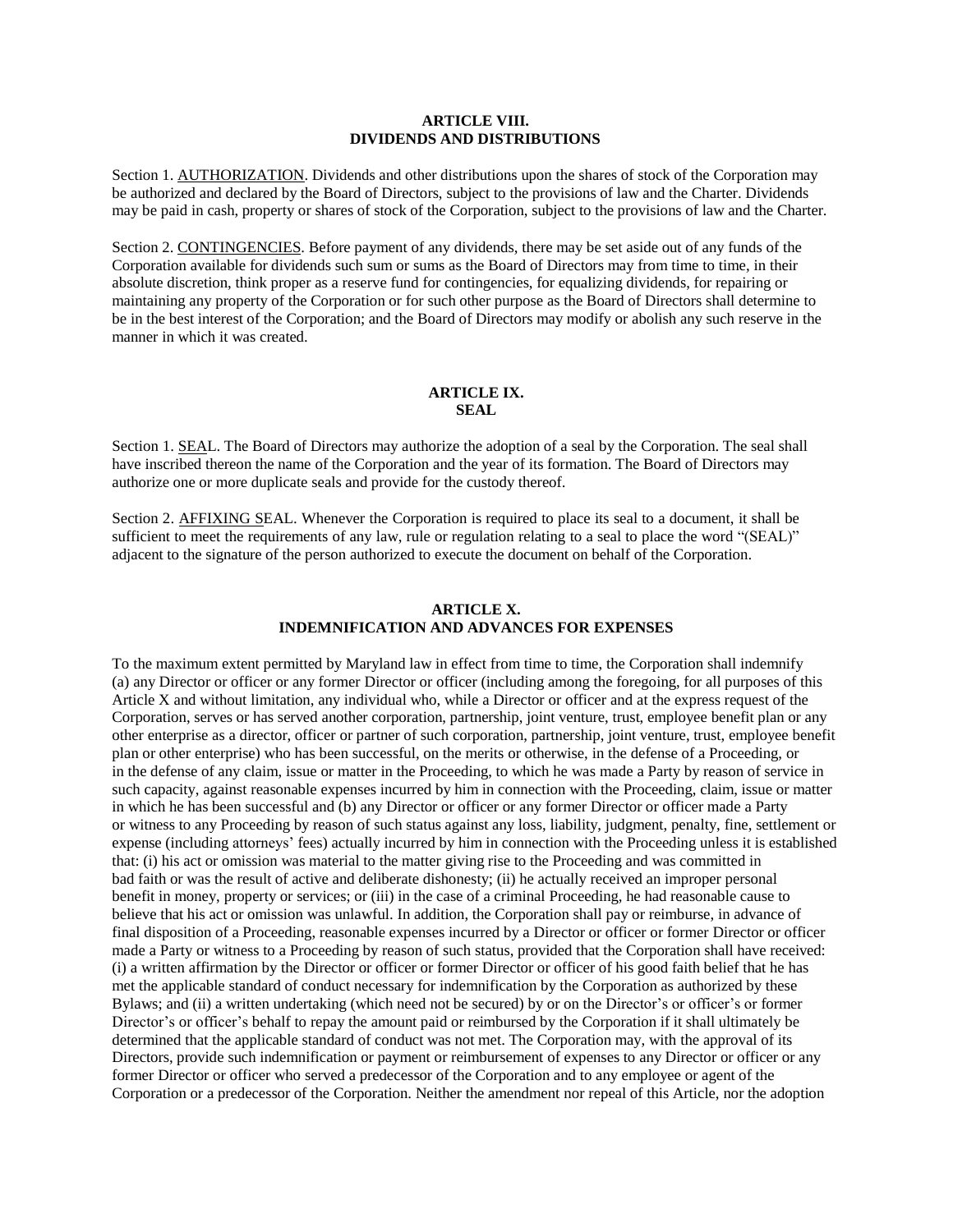## ARTICLE VIII.
## DIVIDENDS AND DISTRIBUTIONS

Section 1. AUTHORIZATION. Dividends and other distributions upon the shares of stock of the Corporation may be authorized and declared by the Board of Directors, subject to the provisions of law and the Charter. Dividends may be paid in cash, property or shares of stock of the Corporation, subject to the provisions of law and the Charter.

Section 2. CONTINGENCIES. Before payment of any dividends, there may be set aside out of any funds of the Corporation available for dividends such sum or sums as the Board of Directors may from time to time, in their absolute discretion, think proper as a reserve fund for contingencies, for equalizing dividends, for repairing or maintaining any property of the Corporation or for such other purpose as the Board of Directors shall determine to be in the best interest of the Corporation; and the Board of Directors may modify or abolish any such reserve in the manner in which it was created.

## ARTICLE IX.
## SEAL

Section 1. SEAL. The Board of Directors may authorize the adoption of a seal by the Corporation. The seal shall have inscribed thereon the name of the Corporation and the year of its formation. The Board of Directors may authorize one or more duplicate seals and provide for the custody thereof.

Section 2. AFFIXING SEAL. Whenever the Corporation is required to place its seal to a document, it shall be sufficient to meet the requirements of any law, rule or regulation relating to a seal to place the word "(SEAL)" adjacent to the signature of the person authorized to execute the document on behalf of the Corporation.

## ARTICLE X.
## INDEMNIFICATION AND ADVANCES FOR EXPENSES

To the maximum extent permitted by Maryland law in effect from time to time, the Corporation shall indemnify (a) any Director or officer or any former Director or officer (including among the foregoing, for all purposes of this Article X and without limitation, any individual who, while a Director or officer and at the express request of the Corporation, serves or has served another corporation, partnership, joint venture, trust, employee benefit plan or any other enterprise as a director, officer or partner of such corporation, partnership, joint venture, trust, employee benefit plan or other enterprise) who has been successful, on the merits or otherwise, in the defense of a Proceeding, or in the defense of any claim, issue or matter in the Proceeding, to which he was made a Party by reason of service in such capacity, against reasonable expenses incurred by him in connection with the Proceeding, claim, issue or matter in which he has been successful and (b) any Director or officer or any former Director or officer made a Party or witness to any Proceeding by reason of such status against any loss, liability, judgment, penalty, fine, settlement or expense (including attorneys' fees) actually incurred by him in connection with the Proceeding unless it is established that: (i) his act or omission was material to the matter giving rise to the Proceeding and was committed in bad faith or was the result of active and deliberate dishonesty; (ii) he actually received an improper personal benefit in money, property or services; or (iii) in the case of a criminal Proceeding, he had reasonable cause to believe that his act or omission was unlawful. In addition, the Corporation shall pay or reimburse, in advance of final disposition of a Proceeding, reasonable expenses incurred by a Director or officer or former Director or officer made a Party or witness to a Proceeding by reason of such status, provided that the Corporation shall have received: (i) a written affirmation by the Director or officer or former Director or officer of his good faith belief that he has met the applicable standard of conduct necessary for indemnification by the Corporation as authorized by these Bylaws; and (ii) a written undertaking (which need not be secured) by or on the Director's or officer's or former Director's or officer's behalf to repay the amount paid or reimbursed by the Corporation if it shall ultimately be determined that the applicable standard of conduct was not met. The Corporation may, with the approval of its Directors, provide such indemnification or payment or reimbursement of expenses to any Director or officer or any former Director or officer who served a predecessor of the Corporation and to any employee or agent of the Corporation or a predecessor of the Corporation. Neither the amendment nor repeal of this Article, nor the adoption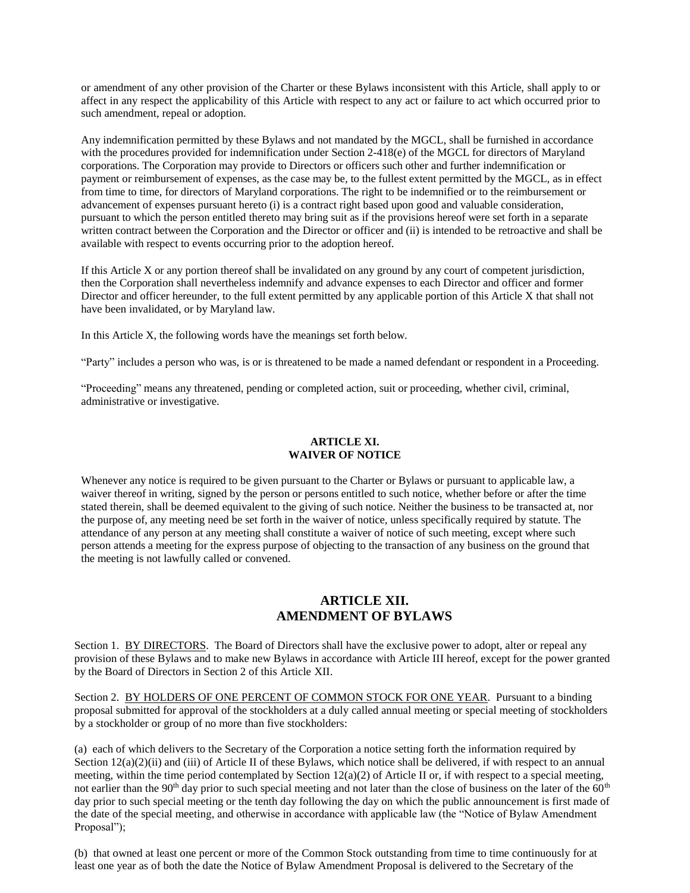or amendment of any other provision of the Charter or these Bylaws inconsistent with this Article, shall apply to or affect in any respect the applicability of this Article with respect to any act or failure to act which occurred prior to such amendment, repeal or adoption.

Any indemnification permitted by these Bylaws and not mandated by the MGCL, shall be furnished in accordance with the procedures provided for indemnification under Section 2-418(e) of the MGCL for directors of Maryland corporations. The Corporation may provide to Directors or officers such other and further indemnification or payment or reimbursement of expenses, as the case may be, to the fullest extent permitted by the MGCL, as in effect from time to time, for directors of Maryland corporations. The right to be indemnified or to the reimbursement or advancement of expenses pursuant hereto (i) is a contract right based upon good and valuable consideration, pursuant to which the person entitled thereto may bring suit as if the provisions hereof were set forth in a separate written contract between the Corporation and the Director or officer and (ii) is intended to be retroactive and shall be available with respect to events occurring prior to the adoption hereof.

If this Article X or any portion thereof shall be invalidated on any ground by any court of competent jurisdiction, then the Corporation shall nevertheless indemnify and advance expenses to each Director and officer and former Director and officer hereunder, to the full extent permitted by any applicable portion of this Article X that shall not have been invalidated, or by Maryland law.

In this Article X, the following words have the meanings set forth below.

"Party" includes a person who was, is or is threatened to be made a named defendant or respondent in a Proceeding.

"Proceeding" means any threatened, pending or completed action, suit or proceeding, whether civil, criminal, administrative or investigative.

**ARTICLE XI.**
**WAIVER OF NOTICE**

Whenever any notice is required to be given pursuant to the Charter or Bylaws or pursuant to applicable law, a waiver thereof in writing, signed by the person or persons entitled to such notice, whether before or after the time stated therein, shall be deemed equivalent to the giving of such notice. Neither the business to be transacted at, nor the purpose of, any meeting need be set forth in the waiver of notice, unless specifically required by statute. The attendance of any person at any meeting shall constitute a waiver of notice of such meeting, except where such person attends a meeting for the express purpose of objecting to the transaction of any business on the ground that the meeting is not lawfully called or convened.

## ARTICLE XII.
## AMENDMENT OF BYLAWS

Section 1. BY DIRECTORS. The Board of Directors shall have the exclusive power to adopt, alter or repeal any provision of these Bylaws and to make new Bylaws in accordance with Article III hereof, except for the power granted by the Board of Directors in Section 2 of this Article XII.

Section 2. BY HOLDERS OF ONE PERCENT OF COMMON STOCK FOR ONE YEAR. Pursuant to a binding proposal submitted for approval of the stockholders at a duly called annual meeting or special meeting of stockholders by a stockholder or group of no more than five stockholders:

(a) each of which delivers to the Secretary of the Corporation a notice setting forth the information required by Section 12(a)(2)(ii) and (iii) of Article II of these Bylaws, which notice shall be delivered, if with respect to an annual meeting, within the time period contemplated by Section 12(a)(2) of Article II or, if with respect to a special meeting, not earlier than the 90th day prior to such special meeting and not later than the close of business on the later of the 60th day prior to such special meeting or the tenth day following the day on which the public announcement is first made of the date of the special meeting, and otherwise in accordance with applicable law (the "Notice of Bylaw Amendment Proposal");

(b) that owned at least one percent or more of the Common Stock outstanding from time to time continuously for at least one year as of both the date the Notice of Bylaw Amendment Proposal is delivered to the Secretary of the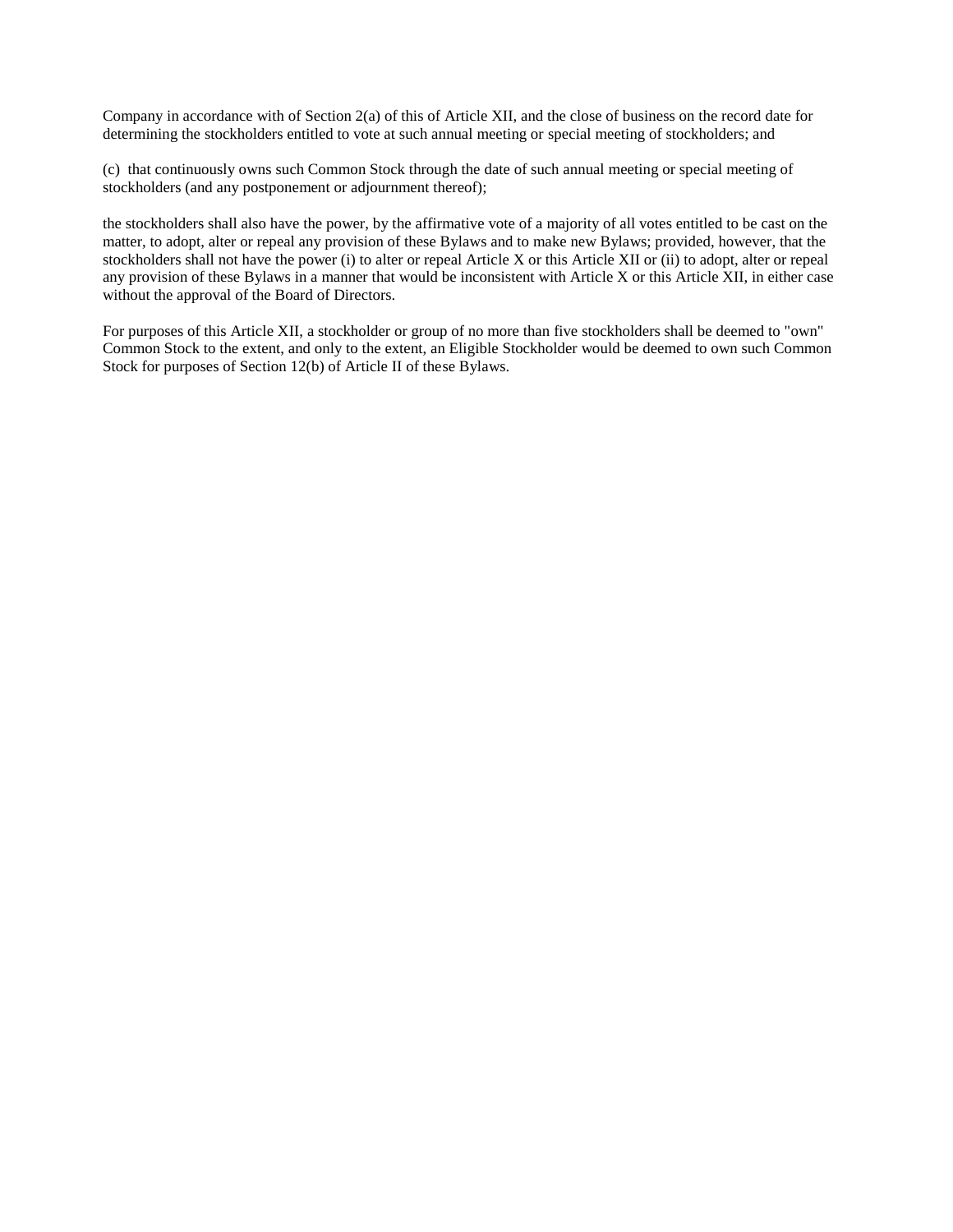Company in accordance with of Section 2(a) of this of Article XII, and the close of business on the record date for determining the stockholders entitled to vote at such annual meeting or special meeting of stockholders; and

(c) that continuously owns such Common Stock through the date of such annual meeting or special meeting of stockholders (and any postponement or adjournment thereof);

the stockholders shall also have the power, by the affirmative vote of a majority of all votes entitled to be cast on the matter, to adopt, alter or repeal any provision of these Bylaws and to make new Bylaws; provided, however, that the stockholders shall not have the power (i) to alter or repeal Article X or this Article XII or (ii) to adopt, alter or repeal any provision of these Bylaws in a manner that would be inconsistent with Article X or this Article XII, in either case without the approval of the Board of Directors.

For purposes of this Article XII, a stockholder or group of no more than five stockholders shall be deemed to "own" Common Stock to the extent, and only to the extent, an Eligible Stockholder would be deemed to own such Common Stock for purposes of Section 12(b) of Article II of these Bylaws.